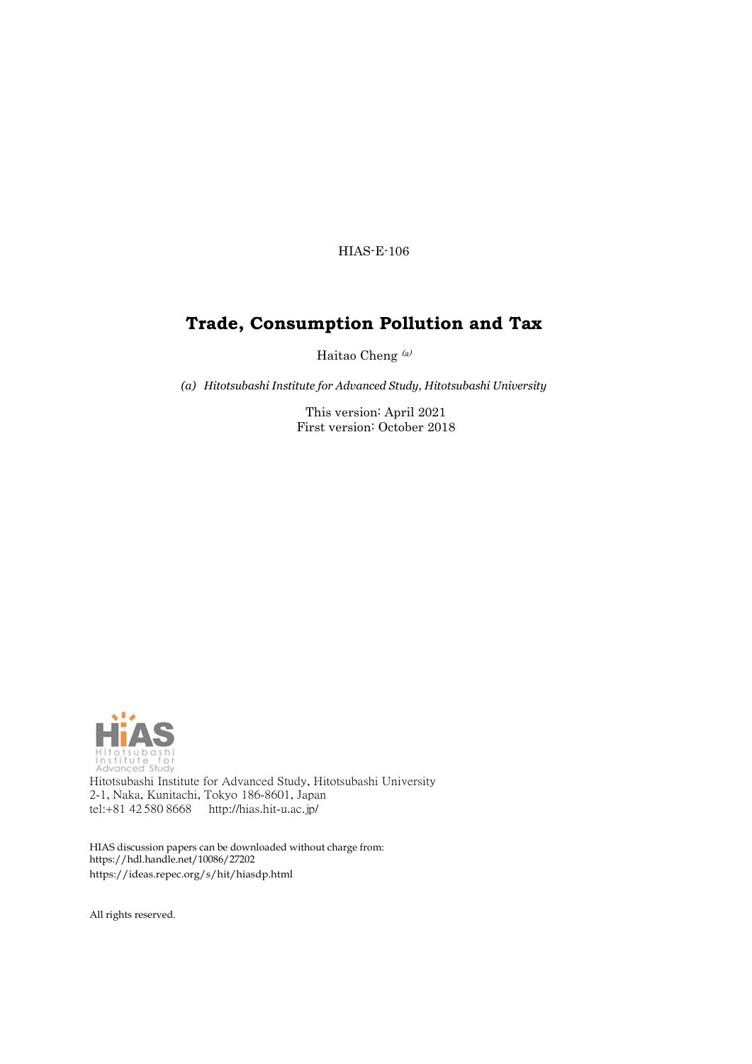HIAS-E-106

# Trade, Consumption Pollution and Tax

Haitao Cheng [(a)]

*(a) Hitotsubashi Institute for Advanced Study, Hitotsubashi University*

This version: April 2021
First version: October 2018

Hitotsubashi Institute for Advanced Study, Hitotsubashi University
2-1, Naka, Kunitachi, Tokyo 186-8601, Japan
tel:+81 42 580 8668 http://hias.hit-u.ac.jp/

HIAS discussion papers can be downloaded without charge from:
https://hdl.handle.net/10086/27202
https://ideas.repec.org/s/hit/hiasdp.html

All rights reserved.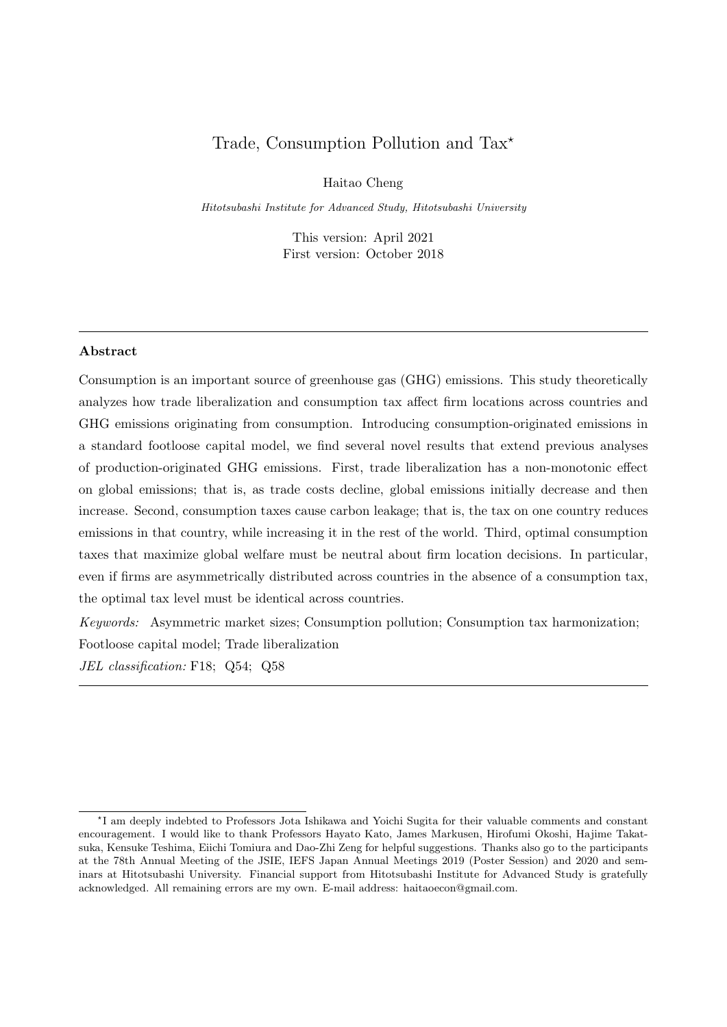# Trade, Consumption Pollution and Tax*

Haitao Cheng

*Hitotsubashi Institute for Advanced Study, Hitotsubashi University*

This version: April 2021
First version: October 2018

---

**Abstract**

Consumption is an important source of greenhouse gas (GHG) emissions. This study theoretically analyzes how trade liberalization and consumption tax affect firm locations across countries and GHG emissions originating from consumption. Introducing consumption-originated emissions in a standard footloose capital model, we find several novel results that extend previous analyses of production-originated GHG emissions. First, trade liberalization has a non-monotonic effect on global emissions; that is, as trade costs decline, global emissions initially decrease and then increase. Second, consumption taxes cause carbon leakage; that is, the tax on one country reduces emissions in that country, while increasing it in the rest of the world. Third, optimal consumption taxes that maximize global welfare must be neutral about firm location decisions. In particular, even if firms are asymmetrically distributed across countries in the absence of a consumption tax, the optimal tax level must be identical across countries.

*Keywords:* Asymmetric market sizes; Consumption pollution; Consumption tax harmonization; Footloose capital model; Trade liberalization

*JEL classification:* F18; Q54; Q58

---

*I am deeply indebted to Professors Jota Ishikawa and Yoichi Sugita for their valuable comments and constant encouragement. I would like to thank Professors Hayato Kato, James Markusen, Hirofumi Okoshi, Hajime Takatsuka, Kensuke Teshima, Eiichi Tomiura and Dao-Zhi Zeng for helpful suggestions. Thanks also go to the participants at the 78th Annual Meeting of the JSIE, IEFS Japan Annual Meetings 2019 (Poster Session) and 2020 and seminars at Hitotsubashi University. Financial support from Hitotsubashi Institute for Advanced Study is gratefully acknowledged. All remaining errors are my own. E-mail address: haitaoecon@gmail.com.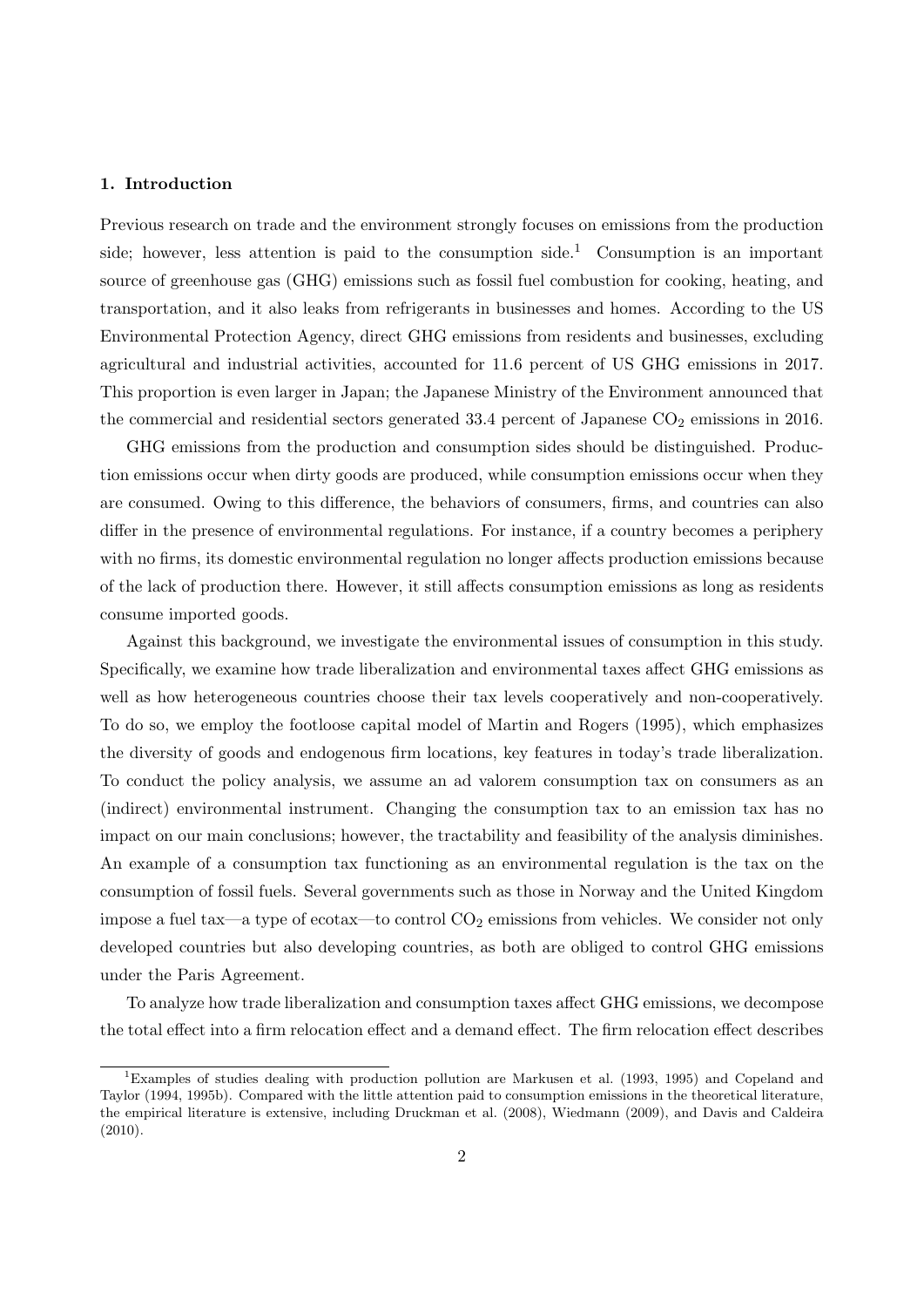### 1. Introduction

Previous research on trade and the environment strongly focuses on emissions from the production side; however, less attention is paid to the consumption side.[1] Consumption is an important source of greenhouse gas (GHG) emissions such as fossil fuel combustion for cooking, heating, and transportation, and it also leaks from refrigerants in businesses and homes. According to the US Environmental Protection Agency, direct GHG emissions from residents and businesses, excluding agricultural and industrial activities, accounted for 11.6 percent of US GHG emissions in 2017. This proportion is even larger in Japan; the Japanese Ministry of the Environment announced that the commercial and residential sectors generated 33.4 percent of Japanese $CO_2$ emissions in 2016.

GHG emissions from the production and consumption sides should be distinguished. Production emissions occur when dirty goods are produced, while consumption emissions occur when they are consumed. Owing to this difference, the behaviors of consumers, firms, and countries can also differ in the presence of environmental regulations. For instance, if a country becomes a periphery with no firms, its domestic environmental regulation no longer affects production emissions because of the lack of production there. However, it still affects consumption emissions as long as residents consume imported goods.

Against this background, we investigate the environmental issues of consumption in this study. Specifically, we examine how trade liberalization and environmental taxes affect GHG emissions as well as how heterogeneous countries choose their tax levels cooperatively and non-cooperatively. To do so, we employ the footloose capital model of Martin and Rogers (1995), which emphasizes the diversity of goods and endogenous firm locations, key features in today's trade liberalization. To conduct the policy analysis, we assume an ad valorem consumption tax on consumers as an (indirect) environmental instrument. Changing the consumption tax to an emission tax has no impact on our main conclusions; however, the tractability and feasibility of the analysis diminishes. An example of a consumption tax functioning as an environmental regulation is the tax on the consumption of fossil fuels. Several governments such as those in Norway and the United Kingdom impose a fuel tax—a type of ecotax—to control $CO_2$ emissions from vehicles. We consider not only developed countries but also developing countries, as both are obliged to control GHG emissions under the Paris Agreement.

To analyze how trade liberalization and consumption taxes affect GHG emissions, we decompose the total effect into a firm relocation effect and a demand effect. The firm relocation effect describes

[1] Examples of studies dealing with production pollution are Markusen et al. (1993, 1995) and Copeland and Taylor (1994, 1995b). Compared with the little attention paid to consumption emissions in the theoretical literature, the empirical literature is extensive, including Druckman et al. (2008), Wiedmann (2009), and Davis and Caldeira (2010).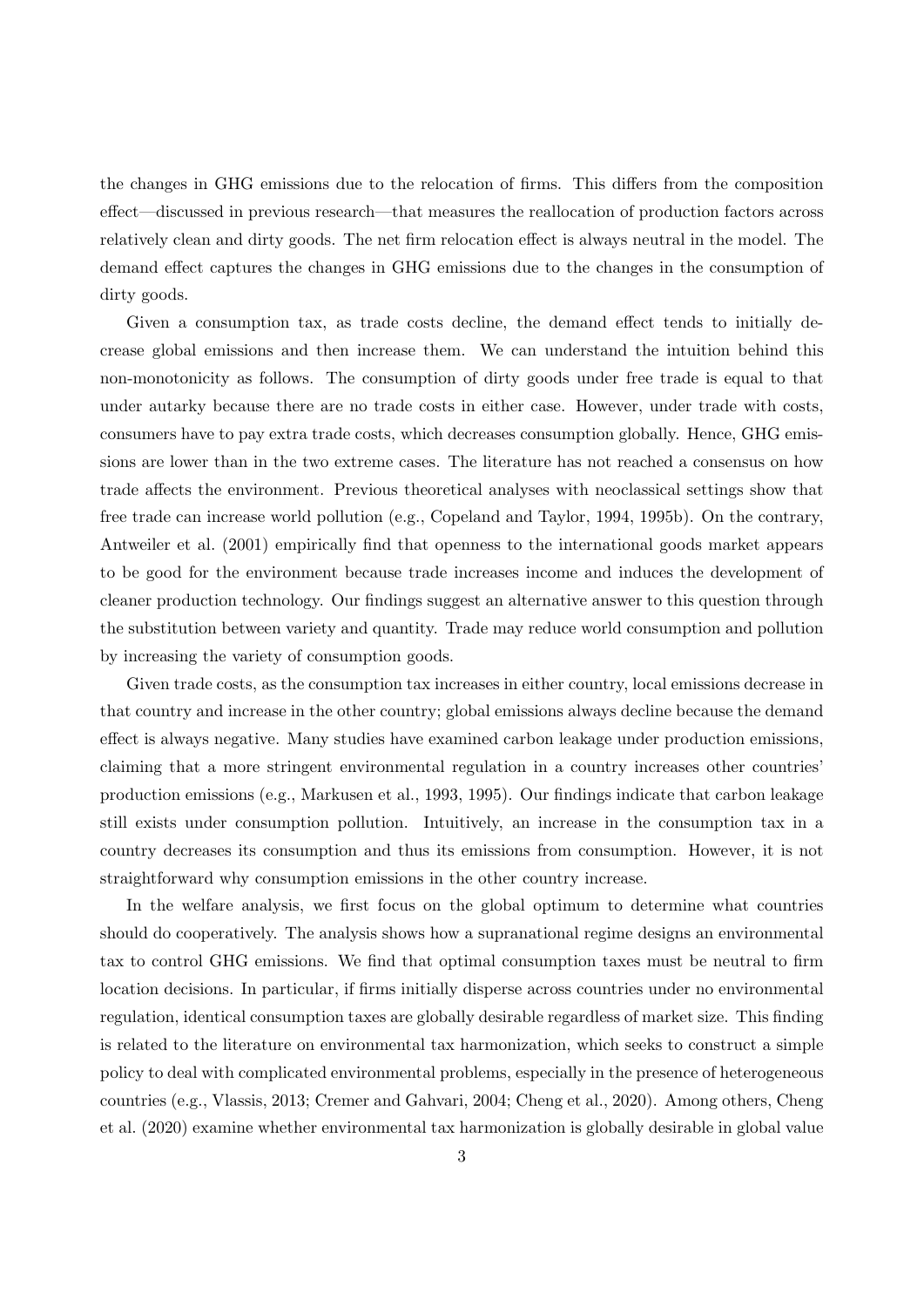the changes in GHG emissions due to the relocation of firms. This differs from the composition effect—discussed in previous research—that measures the reallocation of production factors across relatively clean and dirty goods. The net firm relocation effect is always neutral in the model. The demand effect captures the changes in GHG emissions due to the changes in the consumption of dirty goods.

Given a consumption tax, as trade costs decline, the demand effect tends to initially decrease global emissions and then increase them. We can understand the intuition behind this non-monotonicity as follows. The consumption of dirty goods under free trade is equal to that under autarky because there are no trade costs in either case. However, under trade with costs, consumers have to pay extra trade costs, which decreases consumption globally. Hence, GHG emissions are lower than in the two extreme cases. The literature has not reached a consensus on how trade affects the environment. Previous theoretical analyses with neoclassical settings show that free trade can increase world pollution (e.g., Copeland and Taylor, 1994, 1995b). On the contrary, Antweiler et al. (2001) empirically find that openness to the international goods market appears to be good for the environment because trade increases income and induces the development of cleaner production technology. Our findings suggest an alternative answer to this question through the substitution between variety and quantity. Trade may reduce world consumption and pollution by increasing the variety of consumption goods.

Given trade costs, as the consumption tax increases in either country, local emissions decrease in that country and increase in the other country; global emissions always decline because the demand effect is always negative. Many studies have examined carbon leakage under production emissions, claiming that a more stringent environmental regulation in a country increases other countries' production emissions (e.g., Markusen et al., 1993, 1995). Our findings indicate that carbon leakage still exists under consumption pollution. Intuitively, an increase in the consumption tax in a country decreases its consumption and thus its emissions from consumption. However, it is not straightforward why consumption emissions in the other country increase.

In the welfare analysis, we first focus on the global optimum to determine what countries should do cooperatively. The analysis shows how a supranational regime designs an environmental tax to control GHG emissions. We find that optimal consumption taxes must be neutral to firm location decisions. In particular, if firms initially disperse across countries under no environmental regulation, identical consumption taxes are globally desirable regardless of market size. This finding is related to the literature on environmental tax harmonization, which seeks to construct a simple policy to deal with complicated environmental problems, especially in the presence of heterogeneous countries (e.g., Vlassis, 2013; Cremer and Gahvari, 2004; Cheng et al., 2020). Among others, Cheng et al. (2020) examine whether environmental tax harmonization is globally desirable in global value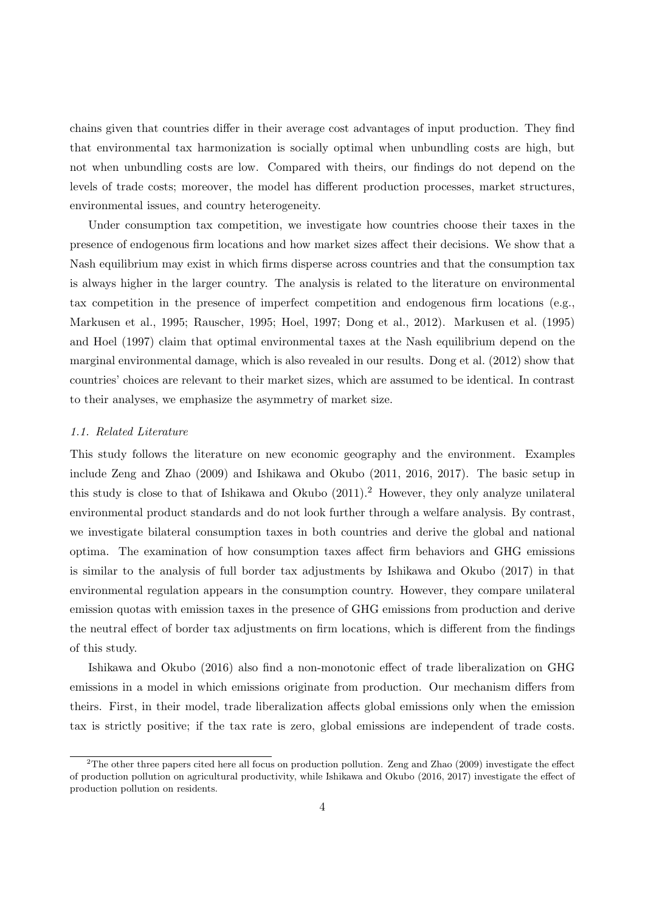chains given that countries differ in their average cost advantages of input production. They find that environmental tax harmonization is socially optimal when unbundling costs are high, but not when unbundling costs are low. Compared with theirs, our findings do not depend on the levels of trade costs; moreover, the model has different production processes, market structures, environmental issues, and country heterogeneity.

Under consumption tax competition, we investigate how countries choose their taxes in the presence of endogenous firm locations and how market sizes affect their decisions. We show that a Nash equilibrium may exist in which firms disperse across countries and that the consumption tax is always higher in the larger country. The analysis is related to the literature on environmental tax competition in the presence of imperfect competition and endogenous firm locations (e.g., Markusen et al., 1995; Rauscher, 1995; Hoel, 1997; Dong et al., 2012). Markusen et al. (1995) and Hoel (1997) claim that optimal environmental taxes at the Nash equilibrium depend on the marginal environmental damage, which is also revealed in our results. Dong et al. (2012) show that countries' choices are relevant to their market sizes, which are assumed to be identical. In contrast to their analyses, we emphasize the asymmetry of market size.

### *1.1. Related Literature*

This study follows the literature on new economic geography and the environment. Examples include Zeng and Zhao (2009) and Ishikawa and Okubo (2011, 2016, 2017). The basic setup in this study is close to that of Ishikawa and Okubo (2011).[2] However, they only analyze unilateral environmental product standards and do not look further through a welfare analysis. By contrast, we investigate bilateral consumption taxes in both countries and derive the global and national optima. The examination of how consumption taxes affect firm behaviors and GHG emissions is similar to the analysis of full border tax adjustments by Ishikawa and Okubo (2017) in that environmental regulation appears in the consumption country. However, they compare unilateral emission quotas with emission taxes in the presence of GHG emissions from production and derive the neutral effect of border tax adjustments on firm locations, which is different from the findings of this study.

Ishikawa and Okubo (2016) also find a non-monotonic effect of trade liberalization on GHG emissions in a model in which emissions originate from production. Our mechanism differs from theirs. First, in their model, trade liberalization affects global emissions only when the emission tax is strictly positive; if the tax rate is zero, global emissions are independent of trade costs.

[2] The other three papers cited here all focus on production pollution. Zeng and Zhao (2009) investigate the effect of production pollution on agricultural productivity, while Ishikawa and Okubo (2016, 2017) investigate the effect of production pollution on residents.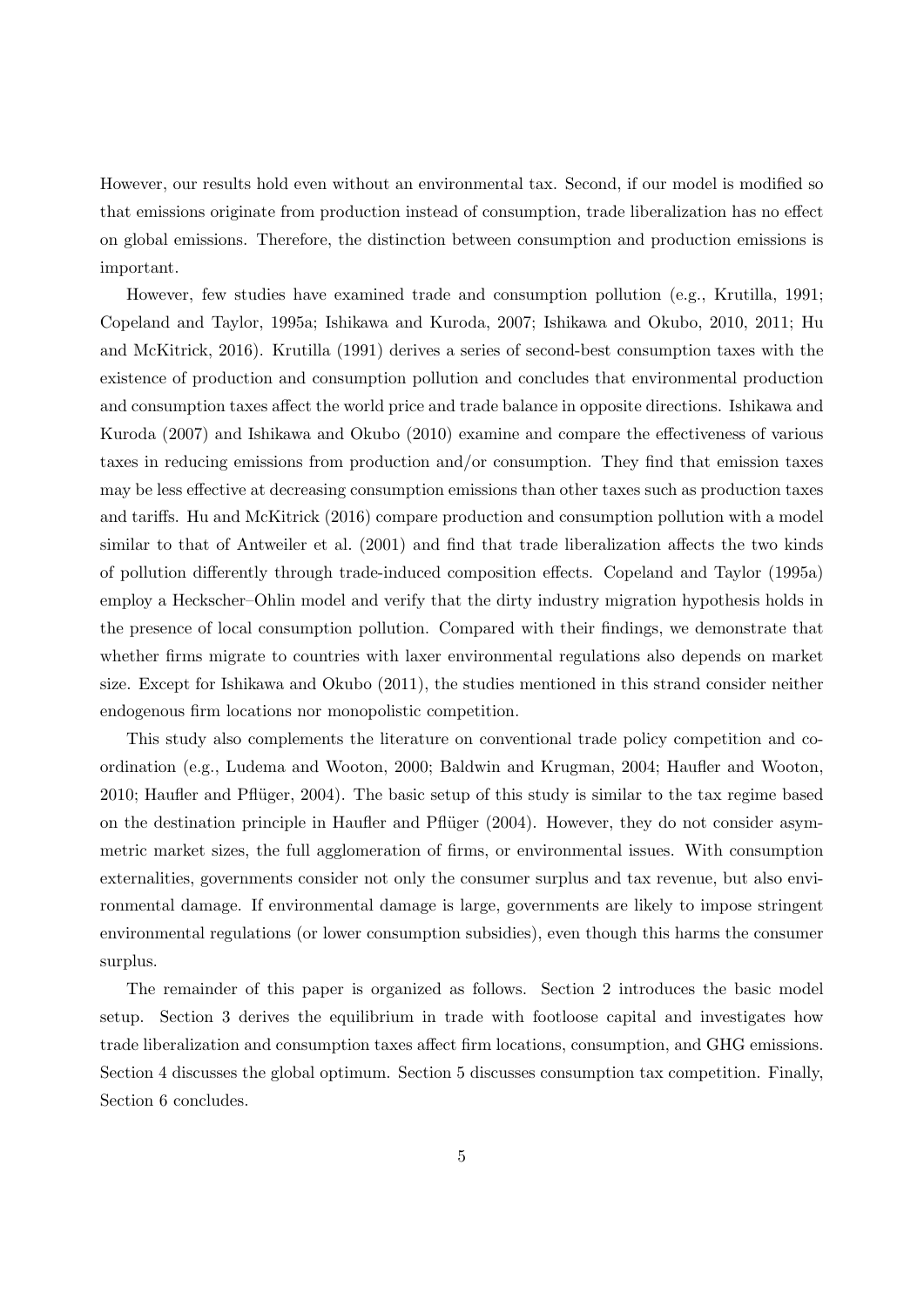However, our results hold even without an environmental tax. Second, if our model is modified so that emissions originate from production instead of consumption, trade liberalization has no effect on global emissions. Therefore, the distinction between consumption and production emissions is important.

However, few studies have examined trade and consumption pollution (e.g., Krutilla, 1991; Copeland and Taylor, 1995a; Ishikawa and Kuroda, 2007; Ishikawa and Okubo, 2010, 2011; Hu and McKitrick, 2016). Krutilla (1991) derives a series of second-best consumption taxes with the existence of production and consumption pollution and concludes that environmental production and consumption taxes affect the world price and trade balance in opposite directions. Ishikawa and Kuroda (2007) and Ishikawa and Okubo (2010) examine and compare the effectiveness of various taxes in reducing emissions from production and/or consumption. They find that emission taxes may be less effective at decreasing consumption emissions than other taxes such as production taxes and tariffs. Hu and McKitrick (2016) compare production and consumption pollution with a model similar to that of Antweiler et al. (2001) and find that trade liberalization affects the two kinds of pollution differently through trade-induced composition effects. Copeland and Taylor (1995a) employ a Heckscher–Ohlin model and verify that the dirty industry migration hypothesis holds in the presence of local consumption pollution. Compared with their findings, we demonstrate that whether firms migrate to countries with laxer environmental regulations also depends on market size. Except for Ishikawa and Okubo (2011), the studies mentioned in this strand consider neither endogenous firm locations nor monopolistic competition.

This study also complements the literature on conventional trade policy competition and coordination (e.g., Ludema and Wooton, 2000; Baldwin and Krugman, 2004; Haufler and Wooton, 2010; Haufler and Pflüger, 2004). The basic setup of this study is similar to the tax regime based on the destination principle in Haufler and Pflüger (2004). However, they do not consider asymmetric market sizes, the full agglomeration of firms, or environmental issues. With consumption externalities, governments consider not only the consumer surplus and tax revenue, but also environmental damage. If environmental damage is large, governments are likely to impose stringent environmental regulations (or lower consumption subsidies), even though this harms the consumer surplus.

The remainder of this paper is organized as follows. Section 2 introduces the basic model setup. Section 3 derives the equilibrium in trade with footloose capital and investigates how trade liberalization and consumption taxes affect firm locations, consumption, and GHG emissions. Section 4 discusses the global optimum. Section 5 discusses consumption tax competition. Finally, Section 6 concludes.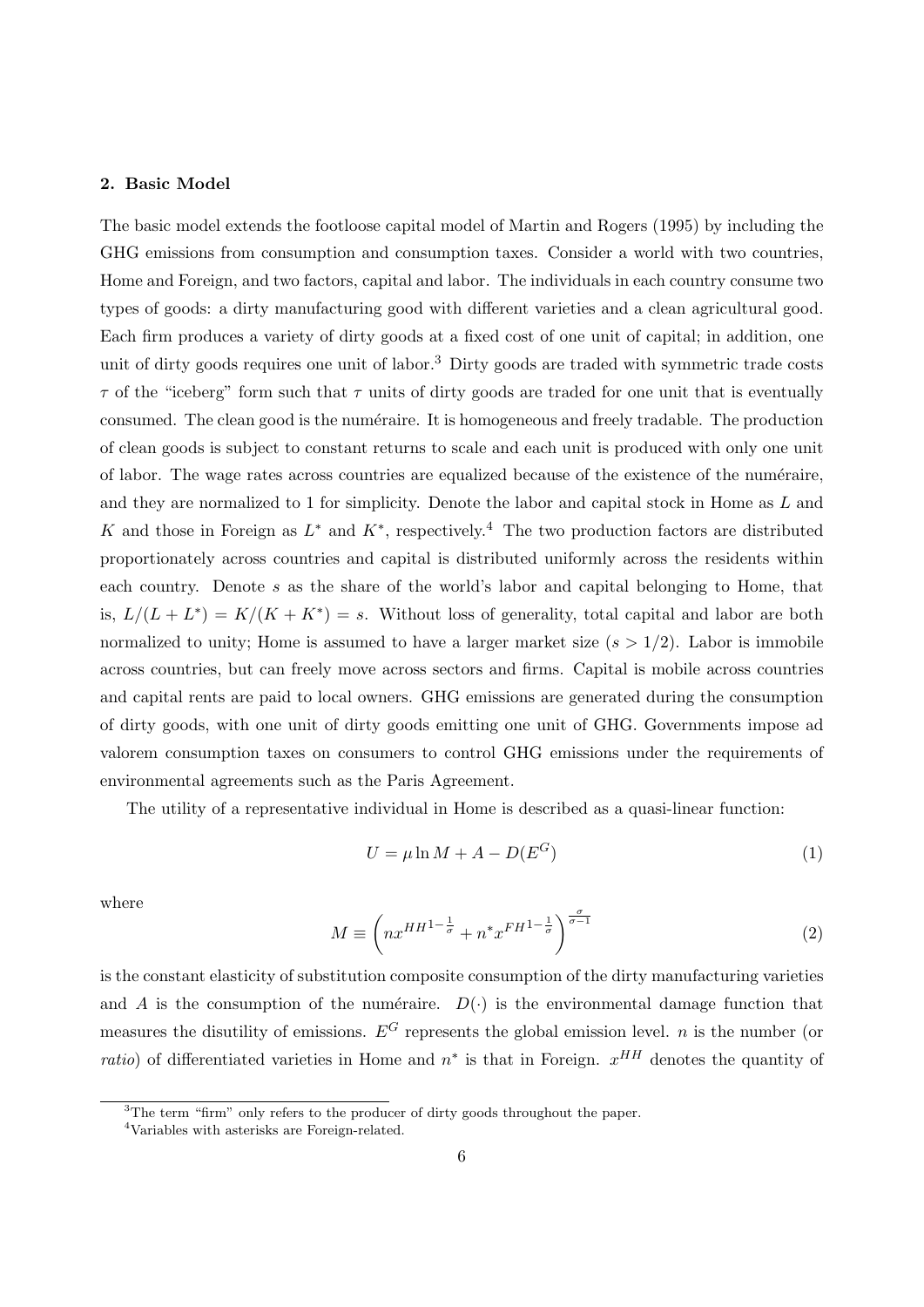## 2. Basic Model

The basic model extends the footloose capital model of Martin and Rogers (1995) by including the GHG emissions from consumption and consumption taxes. Consider a world with two countries, Home and Foreign, and two factors, capital and labor. The individuals in each country consume two types of goods: a dirty manufacturing good with different varieties and a clean agricultural good. Each firm produces a variety of dirty goods at a fixed cost of one unit of capital; in addition, one unit of dirty goods requires one unit of labor.[3] Dirty goods are traded with symmetric trade costs $\tau$ of the "iceberg" form such that $\tau$ units of dirty goods are traded for one unit that is eventually consumed. The clean good is the numéraire. It is homogeneous and freely tradable. The production of clean goods is subject to constant returns to scale and each unit is produced with only one unit of labor. The wage rates across countries are equalized because of the existence of the numéraire, and they are normalized to 1 for simplicity. Denote the labor and capital stock in Home as $L$ and $K$ and those in Foreign as $L^*$ and $K^*$, respectively.[4] The two production factors are distributed proportionately across countries and capital is distributed uniformly across the residents within each country. Denote $s$ as the share of the world's labor and capital belonging to Home, that is, $L/(L+L^*) = K/(K+K^*) = s$. Without loss of generality, total capital and labor are both normalized to unity; Home is assumed to have a larger market size ($s > 1/2$). Labor is immobile across countries, but can freely move across sectors and firms. Capital is mobile across countries and capital rents are paid to local owners. GHG emissions are generated during the consumption of dirty goods, with one unit of dirty goods emitting one unit of GHG. Governments impose ad valorem consumption taxes on consumers to control GHG emissions under the requirements of environmental agreements such as the Paris Agreement.

The utility of a representative individual in Home is described as a quasi-linear function:

$$U = \mu \ln M + A - D(E^G) \tag{1}$$

where

$$M \equiv \left( n {x^{HH}}^{1-\frac{1}{\sigma}} + n^* {x^{FH}}^{1-\frac{1}{\sigma}} \right)^{\frac{\sigma}{\sigma-1}} \tag{2}$$

is the constant elasticity of substitution composite consumption of the dirty manufacturing varieties and $A$ is the consumption of the numéraire. $D(\cdot)$ is the environmental damage function that measures the disutility of emissions. $E^G$ represents the global emission level. $n$ is the number (or *ratio*) of differentiated varieties in Home and $n^*$ is that in Foreign. $x^{HH}$ denotes the quantity of

[3] The term "firm" only refers to the producer of dirty goods throughout the paper.

[4] Variables with asterisks are Foreign-related.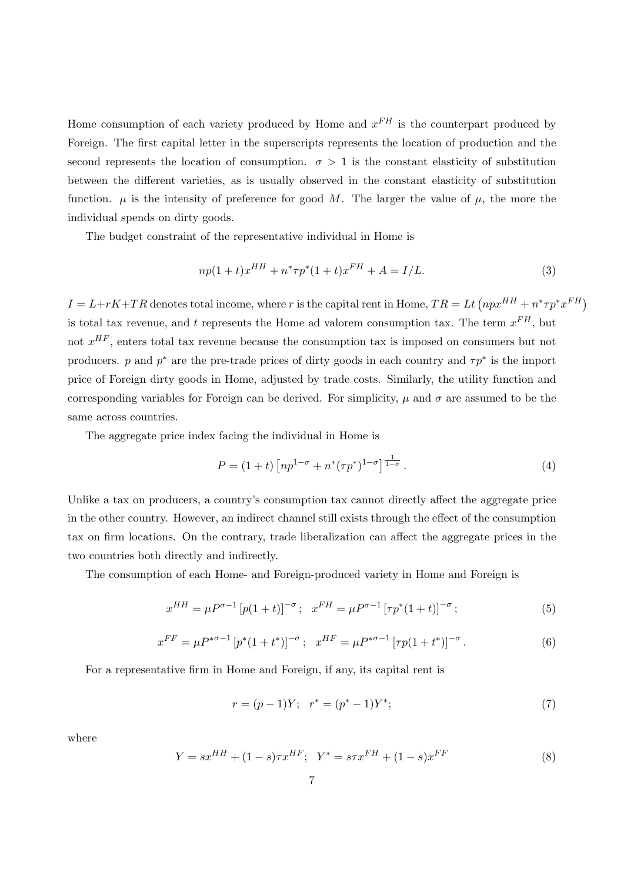Home consumption of each variety produced by Home and $x^{FH}$ is the counterpart produced by Foreign. The first capital letter in the superscripts represents the location of production and the second represents the location of consumption. $\sigma > 1$ is the constant elasticity of substitution between the different varieties, as is usually observed in the constant elasticity of substitution function. $\mu$ is the intensity of preference for good $M$. The larger the value of $\mu$, the more the individual spends on dirty goods.

The budget constraint of the representative individual in Home is

$$np(1+t)x^{HH} + n^*\tau p^*(1+t)x^{FH} + A = I/L. \tag{3}$$

$I = L + rK + TR$ denotes total income, where $r$ is the capital rent in Home, $TR = Lt\left(npx^{HH} + n^*\tau p^* x^{FH}\right)$ is total tax revenue, and $t$ represents the Home ad valorem consumption tax. The term $x^{FH}$, but not $x^{HF}$, enters total tax revenue because the consumption tax is imposed on consumers but not producers. $p$ and $p^*$ are the pre-trade prices of dirty goods in each country and $\tau p^*$ is the import price of Foreign dirty goods in Home, adjusted by trade costs. Similarly, the utility function and corresponding variables for Foreign can be derived. For simplicity, $\mu$ and $\sigma$ are assumed to be the same across countries.

The aggregate price index facing the individual in Home is

$$P = (1+t)\left[np^{1-\sigma} + n^*(\tau p^*)^{1-\sigma}\right]^{\frac{1}{1-\sigma}}. \tag{4}$$

Unlike a tax on producers, a country's consumption tax cannot directly affect the aggregate price in the other country. However, an indirect channel still exists through the effect of the consumption tax on firm locations. On the contrary, trade liberalization can affect the aggregate prices in the two countries both directly and indirectly.

The consumption of each Home- and Foreign-produced variety in Home and Foreign is

$$x^{HH} = \mu P^{\sigma-1}\left[p(1+t)\right]^{-\sigma}; \quad x^{FH} = \mu P^{\sigma-1}\left[\tau p^*(1+t)\right]^{-\sigma}; \tag{5}$$

$$x^{FF} = \mu P^{*\sigma-1}\left[p^*(1+t^*)\right]^{-\sigma}; \quad x^{HF} = \mu P^{*\sigma-1}\left[\tau p(1+t^*)\right]^{-\sigma}. \tag{6}$$

For a representative firm in Home and Foreign, if any, its capital rent is

$$r = (p-1)Y; \quad r^* = (p^*-1)Y^*; \tag{7}$$

where

$$Y = sx^{HH} + (1-s)\tau x^{HF}; \quad Y^* = s\tau x^{FH} + (1-s)x^{FF} \tag{8}$$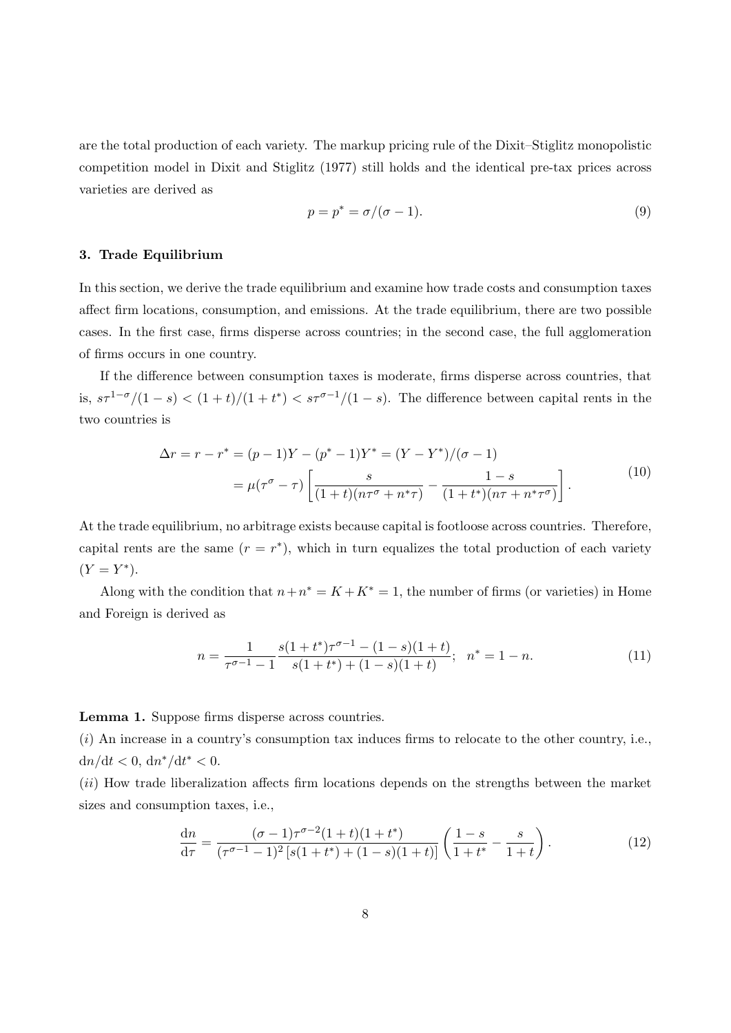are the total production of each variety. The markup pricing rule of the Dixit–Stiglitz monopolistic competition model in Dixit and Stiglitz (1977) still holds and the identical pre-tax prices across varieties are derived as

$$p = p^* = \sigma/(\sigma - 1). \tag{9}$$

### 3. Trade Equilibrium

In this section, we derive the trade equilibrium and examine how trade costs and consumption taxes affect firm locations, consumption, and emissions. At the trade equilibrium, there are two possible cases. In the first case, firms disperse across countries; in the second case, the full agglomeration of firms occurs in one country.

If the difference between consumption taxes is moderate, firms disperse across countries, that is, $s\tau^{1-\sigma}/(1-s) < (1+t)/(1+t^*) < s\tau^{\sigma-1}/(1-s)$. The difference between capital rents in the two countries is

$$\begin{aligned}\Delta r = r - r^* &= (p-1)Y - (p^*-1)Y^* = (Y - Y^*)/(\sigma - 1) \\ &= \mu(\tau^\sigma - \tau)\left[\frac{s}{(1+t)(n\tau^\sigma + n^*\tau)} - \frac{1-s}{(1+t^*)(n\tau + n^*\tau^\sigma)}\right].\end{aligned} \tag{10}$$

At the trade equilibrium, no arbitrage exists because capital is footloose across countries. Therefore, capital rents are the same ($r = r^*$), which in turn equalizes the total production of each variety ($Y = Y^*$).

Along with the condition that $n + n^* = K + K^* = 1$, the number of firms (or varieties) in Home and Foreign is derived as

$$n = \frac{1}{\tau^{\sigma-1} - 1}\frac{s(1+t^*)\tau^{\sigma-1} - (1-s)(1+t)}{s(1+t^*) + (1-s)(1+t)}; \quad n^* = 1 - n. \tag{11}$$

**Lemma 1.** Suppose firms disperse across countries.

$(i)$ An increase in a country's consumption tax induces firms to relocate to the other country, i.e., $\mathrm{d}n/\mathrm{d}t < 0$, $\mathrm{d}n^*/\mathrm{d}t^* < 0$.

$(ii)$ How trade liberalization affects firm locations depends on the strengths between the market sizes and consumption taxes, i.e.,

$$\frac{\mathrm{d}n}{\mathrm{d}\tau} = \frac{(\sigma-1)\tau^{\sigma-2}(1+t)(1+t^*)}{(\tau^{\sigma-1}-1)^2\left[s(1+t^*) + (1-s)(1+t)\right]}\left(\frac{1-s}{1+t^*} - \frac{s}{1+t}\right). \tag{12}$$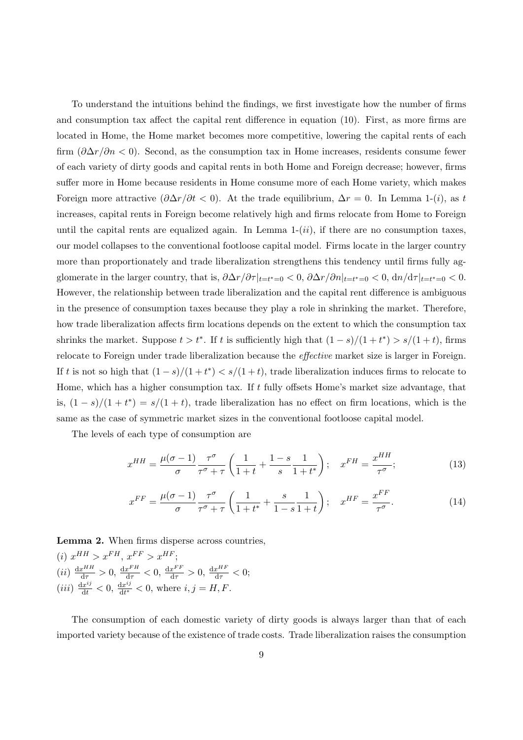To understand the intuitions behind the findings, we first investigate how the number of firms and consumption tax affect the capital rent difference in equation (10). First, as more firms are located in Home, the Home market becomes more competitive, lowering the capital rents of each firm ($\partial \Delta r / \partial n < 0$). Second, as the consumption tax in Home increases, residents consume fewer of each variety of dirty goods and capital rents in both Home and Foreign decrease; however, firms suffer more in Home because residents in Home consume more of each Home variety, which makes Foreign more attractive ($\partial \Delta r / \partial t < 0$). At the trade equilibrium, $\Delta r = 0$. In Lemma 1-(*i*), as $t$ increases, capital rents in Foreign become relatively high and firms relocate from Home to Foreign until the capital rents are equalized again. In Lemma 1-(*ii*), if there are no consumption taxes, our model collapses to the conventional footloose capital model. Firms locate in the larger country more than proportionately and trade liberalization strengthens this tendency until firms fully agglomerate in the larger country, that is, $\partial \Delta r / \partial \tau|_{t=t^*=0} < 0$, $\partial \Delta r / \partial n|_{t=t^*=0} < 0$, $\mathrm{d}n/\mathrm{d}\tau|_{t=t^*=0} < 0$. However, the relationship between trade liberalization and the capital rent difference is ambiguous in the presence of consumption taxes because they play a role in shrinking the market. Therefore, how trade liberalization affects firm locations depends on the extent to which the consumption tax shrinks the market. Suppose $t > t^*$. If $t$ is sufficiently high that $(1-s)/(1+t^*) > s/(1+t)$, firms relocate to Foreign under trade liberalization because the *effective* market size is larger in Foreign. If $t$ is not so high that $(1-s)/(1+t^*) < s/(1+t)$, trade liberalization induces firms to relocate to Home, which has a higher consumption tax. If $t$ fully offsets Home's market size advantage, that is, $(1-s)/(1+t^*) = s/(1+t)$, trade liberalization has no effect on firm locations, which is the same as the case of symmetric market sizes in the conventional footloose capital model.

The levels of each type of consumption are

$$x^{HH} = \frac{\mu(\sigma-1)}{\sigma}\frac{\tau^\sigma}{\tau^\sigma+\tau}\left(\frac{1}{1+t}+\frac{1-s}{s}\frac{1}{1+t^*}\right); \quad x^{FH} = \frac{x^{HH}}{\tau^\sigma}; \tag{13}$$

$$x^{FF} = \frac{\mu(\sigma-1)}{\sigma}\frac{\tau^\sigma}{\tau^\sigma+\tau}\left(\frac{1}{1+t^*}+\frac{s}{1-s}\frac{1}{1+t}\right); \quad x^{HF} = \frac{x^{FF}}{\tau^\sigma}. \tag{14}$$

**Lemma 2.** When firms disperse across countries,
(*i*) $x^{HH} > x^{FH}$, $x^{FF} > x^{HF}$;
(*ii*) $\frac{\mathrm{d}x^{HH}}{\mathrm{d}\tau} > 0$, $\frac{\mathrm{d}x^{FH}}{\mathrm{d}\tau} < 0$, $\frac{\mathrm{d}x^{FF}}{\mathrm{d}\tau} > 0$, $\frac{\mathrm{d}x^{HF}}{\mathrm{d}\tau} < 0$;
(*iii*) $\frac{\mathrm{d}x^{ij}}{\mathrm{d}t} < 0$, $\frac{\mathrm{d}x^{ij}}{\mathrm{d}t^*} < 0$, where $i, j = H, F$.

The consumption of each domestic variety of dirty goods is always larger than that of each imported variety because of the existence of trade costs. Trade liberalization raises the consumption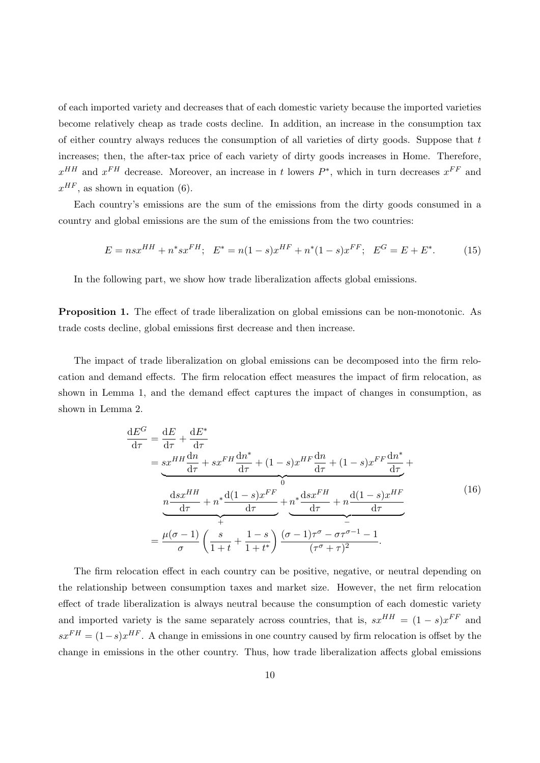of each imported variety and decreases that of each domestic variety because the imported varieties become relatively cheap as trade costs decline. In addition, an increase in the consumption tax of either country always reduces the consumption of all varieties of dirty goods. Suppose that $t$ increases; then, the after-tax price of each variety of dirty goods increases in Home. Therefore, $x^{HH}$ and $x^{FH}$ decrease. Moreover, an increase in $t$ lowers $P^*$, which in turn decreases $x^{FF}$ and $x^{HF}$, as shown in equation (6).

Each country's emissions are the sum of the emissions from the dirty goods consumed in a country and global emissions are the sum of the emissions from the two countries:

$$E = nsx^{HH} + n^*sx^{FH}; \quad E^* = n(1-s)x^{HF} + n^*(1-s)x^{FF}; \quad E^G = E + E^*. \tag{15}$$

In the following part, we show how trade liberalization affects global emissions.

**Proposition 1.** The effect of trade liberalization on global emissions can be non-monotonic. As trade costs decline, global emissions first decrease and then increase.

The impact of trade liberalization on global emissions can be decomposed into the firm relocation and demand effects. The firm relocation effect measures the impact of firm relocation, as shown in Lemma 1, and the demand effect captures the impact of changes in consumption, as shown in Lemma 2.

$$\begin{aligned}
\frac{\mathrm{d}E^G}{\mathrm{d}\tau} &= \frac{\mathrm{d}E}{\mathrm{d}\tau} + \frac{\mathrm{d}E^*}{\mathrm{d}\tau} \\
&= \underbrace{sx^{HH}\frac{\mathrm{d}n}{\mathrm{d}\tau} + sx^{FH}\frac{\mathrm{d}n^*}{\mathrm{d}\tau} + (1-s)x^{HF}\frac{\mathrm{d}n}{\mathrm{d}\tau} + (1-s)x^{FF}\frac{\mathrm{d}n^*}{\mathrm{d}\tau}}_{0} + \\
&\quad \underbrace{n\frac{\mathrm{d}sx^{HH}}{\mathrm{d}\tau} + n^*\frac{\mathrm{d}(1-s)x^{FF}}{\mathrm{d}\tau}}_{+} + \underbrace{n^*\frac{\mathrm{d}sx^{FH}}{\mathrm{d}\tau} + n\frac{\mathrm{d}(1-s)x^{HF}}{\mathrm{d}\tau}}_{-} \\
&= \frac{\mu(\sigma-1)}{\sigma}\left(\frac{s}{1+t} + \frac{1-s}{1+t^*}\right)\frac{(\sigma-1)\tau^{\sigma} - \sigma\tau^{\sigma-1} - 1}{(\tau^{\sigma}+\tau)^2}.
\end{aligned} \tag{16}$$

The firm relocation effect in each country can be positive, negative, or neutral depending on the relationship between consumption taxes and market size. However, the net firm relocation effect of trade liberalization is always neutral because the consumption of each domestic variety and imported variety is the same separately across countries, that is, $sx^{HH} = (1-s)x^{FF}$ and $sx^{FH} = (1-s)x^{HF}$. A change in emissions in one country caused by firm relocation is offset by the change in emissions in the other country. Thus, how trade liberalization affects global emissions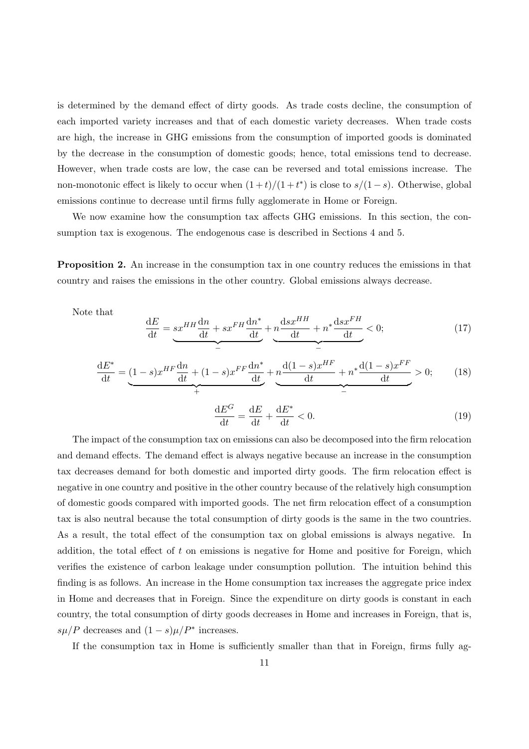is determined by the demand effect of dirty goods. As trade costs decline, the consumption of each imported variety increases and that of each domestic variety decreases. When trade costs are high, the increase in GHG emissions from the consumption of imported goods is dominated by the decrease in the consumption of domestic goods; hence, total emissions tend to decrease. However, when trade costs are low, the case can be reversed and total emissions increase. The non-monotonic effect is likely to occur when $(1+t)/(1+t^*)$ is close to $s/(1-s)$. Otherwise, global emissions continue to decrease until firms fully agglomerate in Home or Foreign.

We now examine how the consumption tax affects GHG emissions. In this section, the consumption tax is exogenous. The endogenous case is described in Sections 4 and 5.

**Proposition 2.** An increase in the consumption tax in one country reduces the emissions in that country and raises the emissions in the other country. Global emissions always decrease.

Note that

$$\frac{\mathrm{d}E}{\mathrm{d}t} = \underbrace{sx^{HH}\frac{\mathrm{d}n}{\mathrm{d}t} + sx^{FH}\frac{\mathrm{d}n^*}{\mathrm{d}t}}_{-} + \underbrace{n\frac{\mathrm{d}sx^{HH}}{\mathrm{d}t} + n^*\frac{\mathrm{d}sx^{FH}}{\mathrm{d}t}}_{-} < 0; \tag{17}$$

$$\frac{\mathrm{d}E^*}{\mathrm{d}t} = \underbrace{(1-s)x^{HF}\frac{\mathrm{d}n}{\mathrm{d}t} + (1-s)x^{FF}\frac{\mathrm{d}n^*}{\mathrm{d}t}}_{+} + \underbrace{n\frac{\mathrm{d}(1-s)x^{HF}}{\mathrm{d}t} + n^*\frac{\mathrm{d}(1-s)x^{FF}}{\mathrm{d}t}}_{-} > 0; \tag{18}$$

$$\frac{\mathrm{d}E^G}{\mathrm{d}t} = \frac{\mathrm{d}E}{\mathrm{d}t} + \frac{\mathrm{d}E^*}{\mathrm{d}t} < 0. \tag{19}$$

The impact of the consumption tax on emissions can also be decomposed into the firm relocation and demand effects. The demand effect is always negative because an increase in the consumption tax decreases demand for both domestic and imported dirty goods. The firm relocation effect is negative in one country and positive in the other country because of the relatively high consumption of domestic goods compared with imported goods. The net firm relocation effect of a consumption tax is also neutral because the total consumption of dirty goods is the same in the two countries. As a result, the total effect of the consumption tax on global emissions is always negative. In addition, the total effect of $t$ on emissions is negative for Home and positive for Foreign, which verifies the existence of carbon leakage under consumption pollution. The intuition behind this finding is as follows. An increase in the Home consumption tax increases the aggregate price index in Home and decreases that in Foreign. Since the expenditure on dirty goods is constant in each country, the total consumption of dirty goods decreases in Home and increases in Foreign, that is, $s\mu/P$ decreases and $(1-s)\mu/P^*$ increases.

If the consumption tax in Home is sufficiently smaller than that in Foreign, firms fully ag-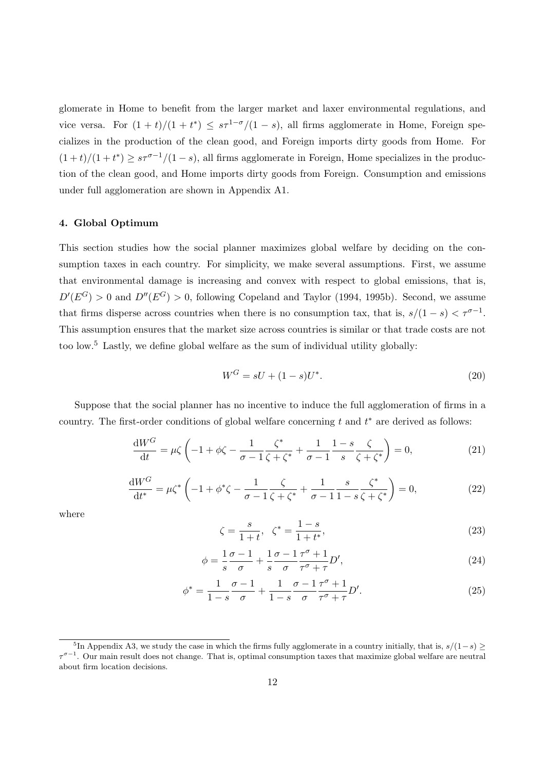glomerate in Home to benefit from the larger market and laxer environmental regulations, and vice versa. For $(1+t)/(1+t^*) \leq s\tau^{1-\sigma}/(1-s)$, all firms agglomerate in Home, Foreign specializes in the production of the clean good, and Foreign imports dirty goods from Home. For $(1+t)/(1+t^*) \geq s\tau^{\sigma-1}/(1-s)$, all firms agglomerate in Foreign, Home specializes in the production of the clean good, and Home imports dirty goods from Foreign. Consumption and emissions under full agglomeration are shown in Appendix A1.

#### 4. Global Optimum

This section studies how the social planner maximizes global welfare by deciding on the consumption taxes in each country. For simplicity, we make several assumptions. First, we assume that environmental damage is increasing and convex with respect to global emissions, that is, $D'(E^G) > 0$ and $D''(E^G) > 0$, following Copeland and Taylor (1994, 1995b). Second, we assume that firms disperse across countries when there is no consumption tax, that is, $s/(1-s) < \tau^{\sigma-1}$. This assumption ensures that the market size across countries is similar or that trade costs are not too low.[5] Lastly, we define global welfare as the sum of individual utility globally:

$$W^G = sU + (1-s)U^*. \tag{20}$$

Suppose that the social planner has no incentive to induce the full agglomeration of firms in a country. The first-order conditions of global welfare concerning $t$ and $t^*$ are derived as follows:

$$\frac{\mathrm{d}W^G}{\mathrm{d}t} = \mu\zeta\left(-1 + \phi\zeta - \frac{1}{\sigma-1}\frac{\zeta^*}{\zeta+\zeta^*} + \frac{1}{\sigma-1}\frac{1-s}{s}\frac{\zeta}{\zeta+\zeta^*}\right) = 0, \tag{21}$$

$$\frac{\mathrm{d}W^G}{\mathrm{d}t^*} = \mu\zeta^*\left(-1 + \phi^*\zeta - \frac{1}{\sigma-1}\frac{\zeta}{\zeta+\zeta^*} + \frac{1}{\sigma-1}\frac{s}{1-s}\frac{\zeta^*}{\zeta+\zeta^*}\right) = 0, \tag{22}$$

where

$$\zeta = \frac{s}{1+t}, \quad \zeta^* = \frac{1-s}{1+t^*}, \tag{23}$$

$$\phi = \frac{1}{s}\frac{\sigma-1}{\sigma} + \frac{1}{s}\frac{\sigma-1}{\sigma}\frac{\tau^\sigma+1}{\tau^\sigma+\tau}D', \tag{24}$$

$$\phi^* = \frac{1}{1-s}\frac{\sigma-1}{\sigma} + \frac{1}{1-s}\frac{\sigma-1}{\sigma}\frac{\tau^\sigma+1}{\tau^\sigma+\tau}D'. \tag{25}$$

[5] In Appendix A3, we study the case in which the firms fully agglomerate in a country initially, that is, $s/(1-s) \geq \tau^{\sigma-1}$. Our main result does not change. That is, optimal consumption taxes that maximize global welfare are neutral about firm location decisions.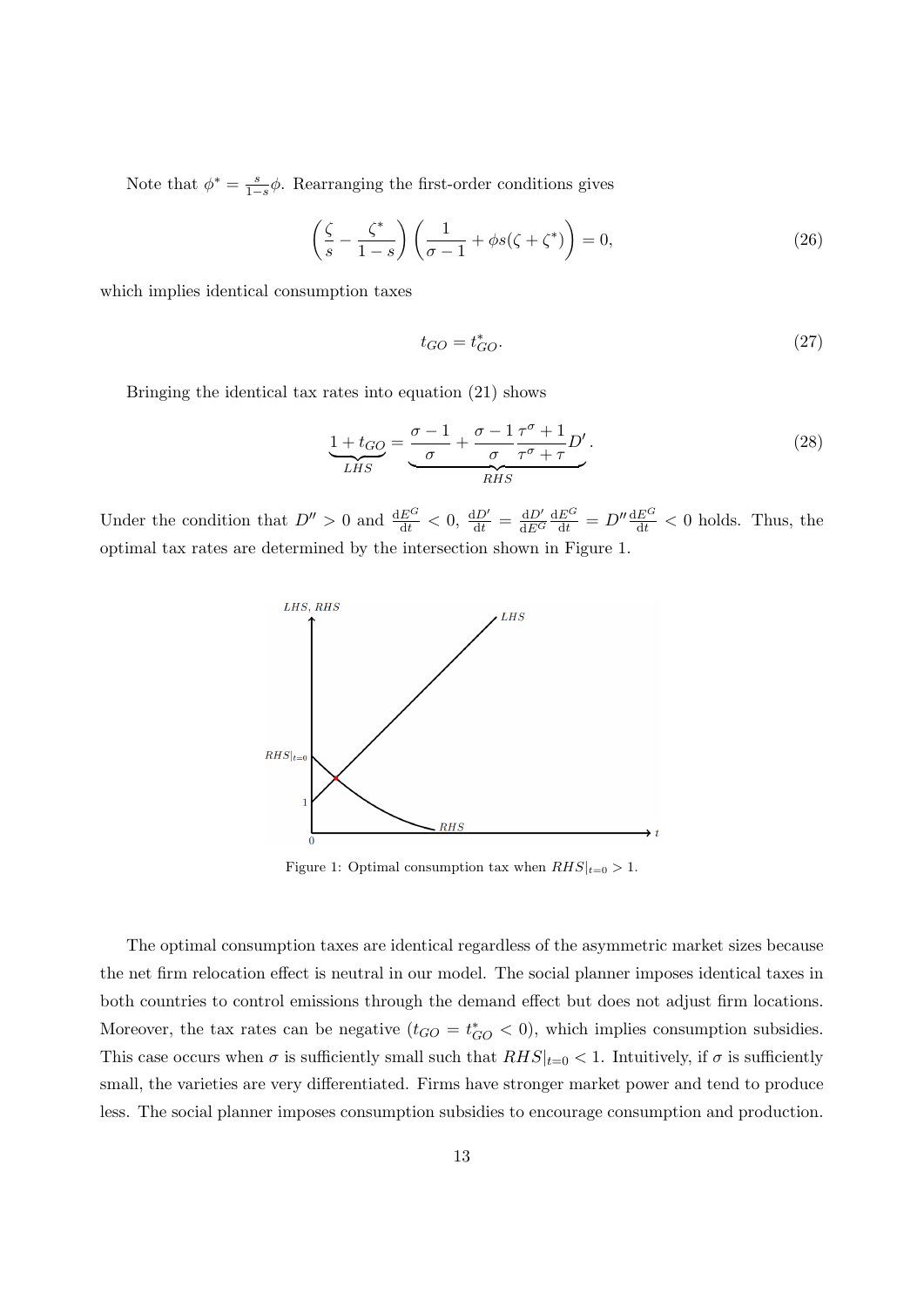Note that $\phi^* = \frac{s}{1-s}\phi$. Rearranging the first-order conditions gives

$$\left(\frac{\zeta}{s} - \frac{\zeta^*}{1-s}\right)\left(\frac{1}{\sigma-1} + \phi s(\zeta+\zeta^*)\right) = 0, \tag{26}$$

which implies identical consumption taxes

$$t_{GO} = t_{GO}^*. \tag{27}$$

Bringing the identical tax rates into equation (21) shows

$$\underbrace{1+t_{GO}}_{LHS} = \underbrace{\frac{\sigma-1}{\sigma} + \frac{\sigma-1}{\sigma}\frac{\tau^\sigma+1}{\tau^\sigma+\tau}D'}_{RHS}. \tag{28}$$

Under the condition that $D'' > 0$ and $\frac{\mathrm{d}E^G}{\mathrm{d}t} < 0$, $\frac{\mathrm{d}D'}{\mathrm{d}t} = \frac{\mathrm{d}D'}{\mathrm{d}E^G}\frac{\mathrm{d}E^G}{\mathrm{d}t} = D''\frac{\mathrm{d}E^G}{\mathrm{d}t} < 0$ holds. Thus, the optimal tax rates are determined by the intersection shown in Figure 1.

Figure 1: Optimal consumption tax when $RHS|_{t=0} > 1$.

The optimal consumption taxes are identical regardless of the asymmetric market sizes because the net firm relocation effect is neutral in our model. The social planner imposes identical taxes in both countries to control emissions through the demand effect but does not adjust firm locations. Moreover, the tax rates can be negative ($t_{GO} = t_{GO}^* < 0$), which implies consumption subsidies. This case occurs when $\sigma$ is sufficiently small such that $RHS|_{t=0} < 1$. Intuitively, if $\sigma$ is sufficiently small, the varieties are very differentiated. Firms have stronger market power and tend to produce less. The social planner imposes consumption subsidies to encourage consumption and production.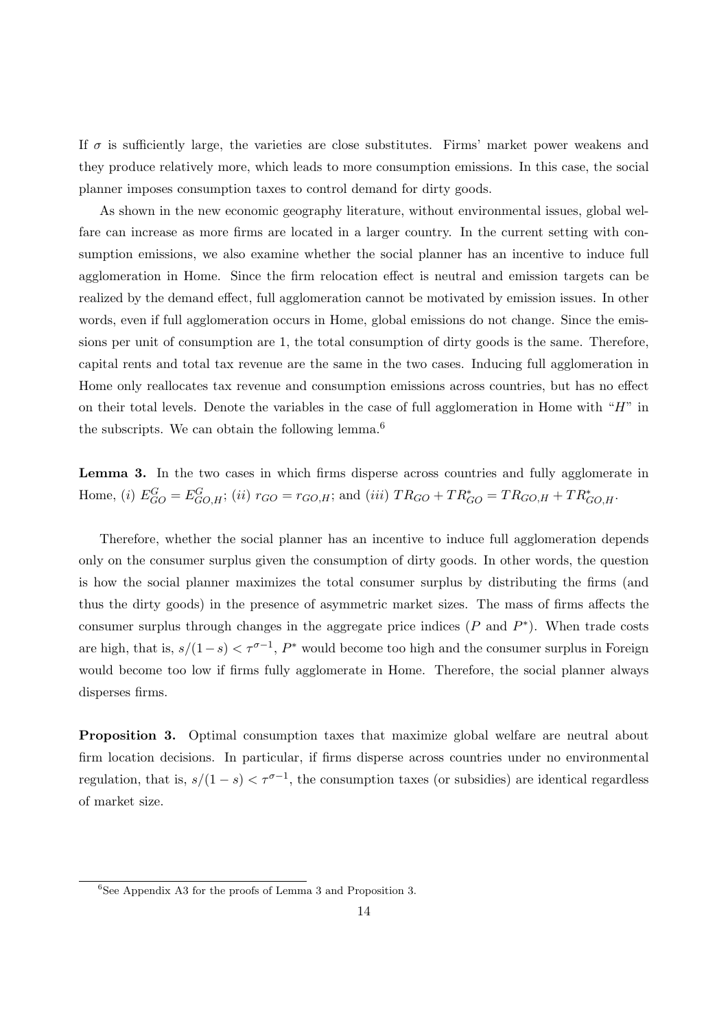If $\sigma$ is sufficiently large, the varieties are close substitutes. Firms' market power weakens and they produce relatively more, which leads to more consumption emissions. In this case, the social planner imposes consumption taxes to control demand for dirty goods.

As shown in the new economic geography literature, without environmental issues, global welfare can increase as more firms are located in a larger country. In the current setting with consumption emissions, we also examine whether the social planner has an incentive to induce full agglomeration in Home. Since the firm relocation effect is neutral and emission targets can be realized by the demand effect, full agglomeration cannot be motivated by emission issues. In other words, even if full agglomeration occurs in Home, global emissions do not change. Since the emissions per unit of consumption are 1, the total consumption of dirty goods is the same. Therefore, capital rents and total tax revenue are the same in the two cases. Inducing full agglomeration in Home only reallocates tax revenue and consumption emissions across countries, but has no effect on their total levels. Denote the variables in the case of full agglomeration in Home with "$H$" in the subscripts. We can obtain the following lemma.[6]

**Lemma 3.** In the two cases in which firms disperse across countries and fully agglomerate in Home, (*i*) $E^G_{GO} = E^G_{GO,H}$; (*ii*) $r_{GO} = r_{GO,H}$; and (*iii*) $TR_{GO} + TR^*_{GO} = TR_{GO,H} + TR^*_{GO,H}$.

Therefore, whether the social planner has an incentive to induce full agglomeration depends only on the consumer surplus given the consumption of dirty goods. In other words, the question is how the social planner maximizes the total consumer surplus by distributing the firms (and thus the dirty goods) in the presence of asymmetric market sizes. The mass of firms affects the consumer surplus through changes in the aggregate price indices ($P$ and $P^*$). When trade costs are high, that is, $s/(1-s) < \tau^{\sigma-1}$, $P^*$ would become too high and the consumer surplus in Foreign would become too low if firms fully agglomerate in Home. Therefore, the social planner always disperses firms.

**Proposition 3.** Optimal consumption taxes that maximize global welfare are neutral about firm location decisions. In particular, if firms disperse across countries under no environmental regulation, that is, $s/(1-s) < \tau^{\sigma-1}$, the consumption taxes (or subsidies) are identical regardless of market size.

[6] See Appendix A3 for the proofs of Lemma 3 and Proposition 3.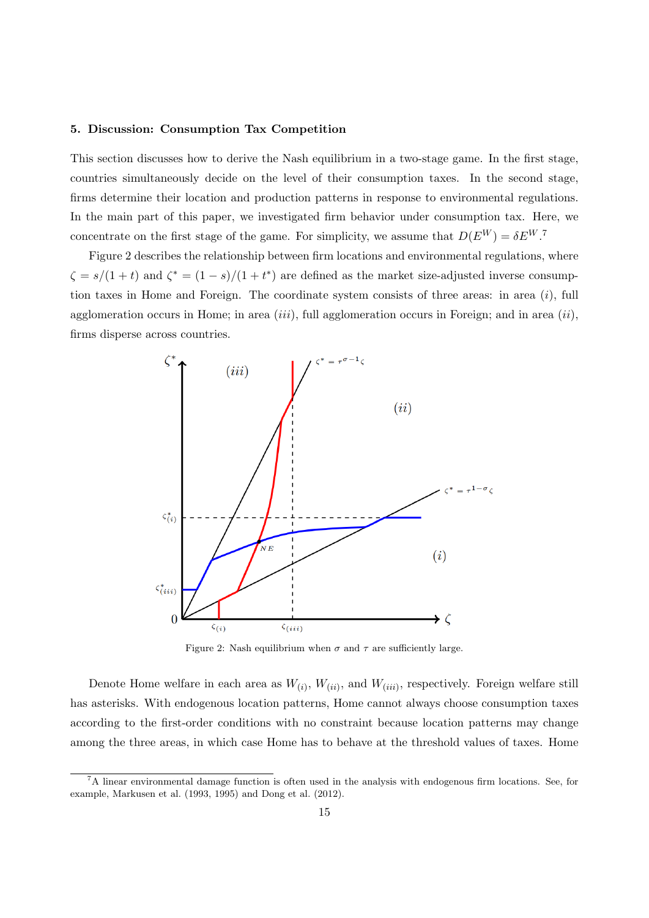### 5. Discussion: Consumption Tax Competition

This section discusses how to derive the Nash equilibrium in a two-stage game. In the first stage, countries simultaneously decide on the level of their consumption taxes. In the second stage, firms determine their location and production patterns in response to environmental regulations. In the main part of this paper, we investigated firm behavior under consumption tax. Here, we concentrate on the first stage of the game. For simplicity, we assume that $D(E^W) = \delta E^W$.[7]

Figure 2 describes the relationship between firm locations and environmental regulations, where $\zeta = s/(1+t)$ and $\zeta^* = (1-s)/(1+t^*)$ are defined as the market size-adjusted inverse consumption taxes in Home and Foreign. The coordinate system consists of three areas: in area $(i)$, full agglomeration occurs in Home; in area $(iii)$, full agglomeration occurs in Foreign; and in area $(ii)$, firms disperse across countries.

Figure 2: Nash equilibrium when $\sigma$ and $\tau$ are sufficiently large.

Denote Home welfare in each area as $W_{(i)}$, $W_{(ii)}$, and $W_{(iii)}$, respectively. Foreign welfare still has asterisks. With endogenous location patterns, Home cannot always choose consumption taxes according to the first-order conditions with no constraint because location patterns may change among the three areas, in which case Home has to behave at the threshold values of taxes. Home

[7] A linear environmental damage function is often used in the analysis with endogenous firm locations. See, for example, Markusen et al. (1993, 1995) and Dong et al. (2012).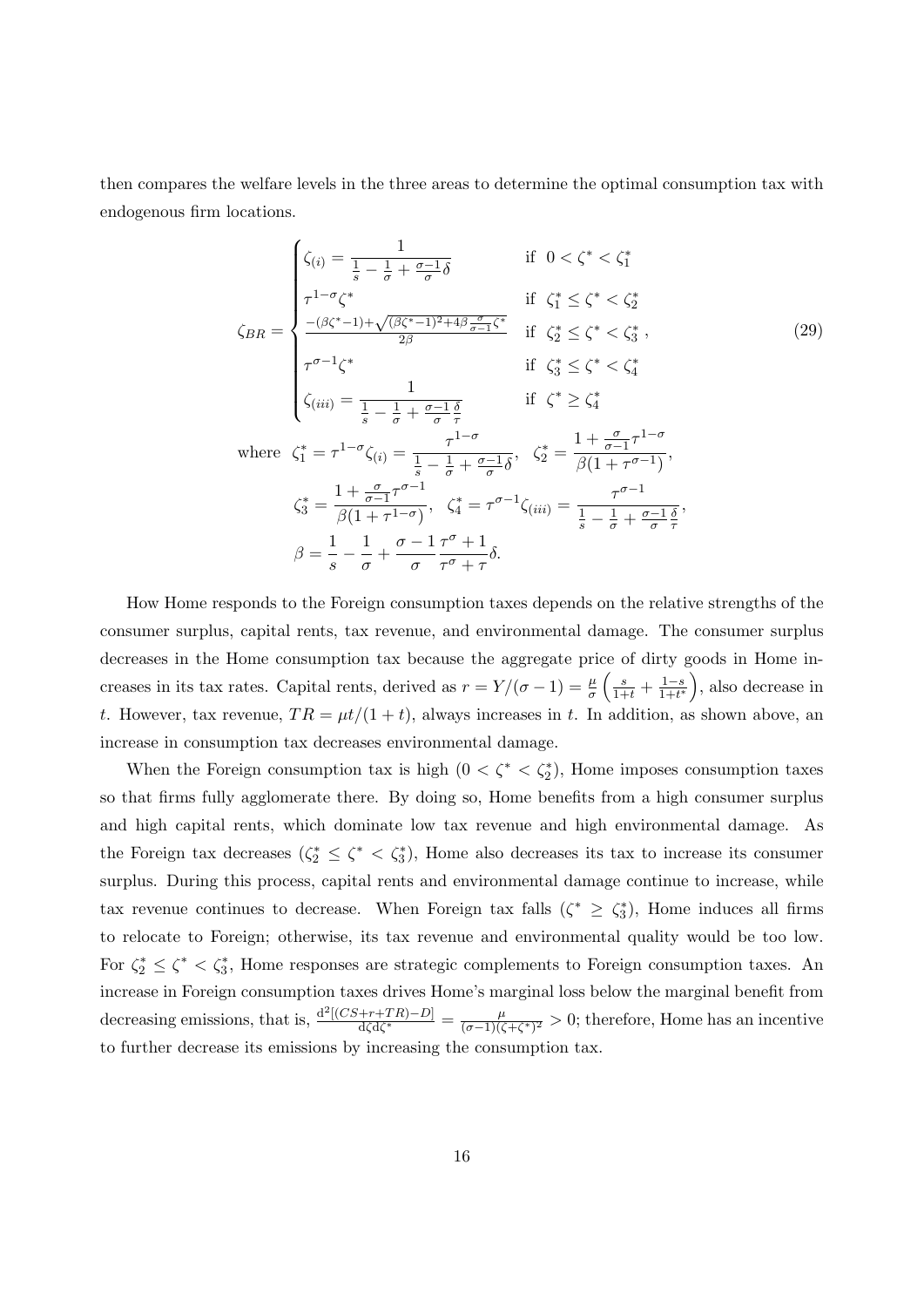then compares the welfare levels in the three areas to determine the optimal consumption tax with endogenous firm locations.

$$
\zeta_{BR} = \begin{cases} \zeta_{(i)} = \dfrac{1}{\frac{1}{s} - \frac{1}{\sigma} + \frac{\sigma-1}{\sigma}\delta} & \text{if } \ 0 < \zeta^* < \zeta_1^* \\ \tau^{1-\sigma}\zeta^* & \text{if } \ \zeta_1^* \leq \zeta^* < \zeta_2^* \\ \frac{-(\beta\zeta^*-1)+\sqrt{(\beta\zeta^*-1)^2+4\beta\frac{\sigma}{\sigma-1}\zeta^*}}{2\beta} & \text{if } \ \zeta_2^* \leq \zeta^* < \zeta_3^* \,, \\ \tau^{\sigma-1}\zeta^* & \text{if } \ \zeta_3^* \leq \zeta^* < \zeta_4^* \\ \zeta_{(iii)} = \dfrac{1}{\frac{1}{s} - \frac{1}{\sigma} + \frac{\sigma-1}{\sigma}\frac{\delta}{\tau}} & \text{if } \ \zeta^* \geq \zeta_4^* \end{cases} \tag{29}
$$

$$
\text{where } \ \zeta_1^* = \tau^{1-\sigma}\zeta_{(i)} = \frac{\tau^{1-\sigma}}{\frac{1}{s} - \frac{1}{\sigma} + \frac{\sigma-1}{\sigma}\delta}, \quad \zeta_2^* = \frac{1 + \frac{\sigma}{\sigma-1}\tau^{1-\sigma}}{\beta(1+\tau^{\sigma-1})},
$$

$$
\zeta_3^* = \frac{1 + \frac{\sigma}{\sigma-1}\tau^{\sigma-1}}{\beta(1+\tau^{1-\sigma})}, \quad \zeta_4^* = \tau^{\sigma-1}\zeta_{(iii)} = \frac{\tau^{\sigma-1}}{\frac{1}{s} - \frac{1}{\sigma} + \frac{\sigma-1}{\sigma}\frac{\delta}{\tau}},
$$

$$
\beta = \frac{1}{s} - \frac{1}{\sigma} + \frac{\sigma-1}{\sigma}\frac{\tau^\sigma+1}{\tau^\sigma+\tau}\delta.
$$

How Home responds to the Foreign consumption taxes depends on the relative strengths of the consumer surplus, capital rents, tax revenue, and environmental damage. The consumer surplus decreases in the Home consumption tax because the aggregate price of dirty goods in Home increases in its tax rates. Capital rents, derived as $r = Y/(\sigma-1) = \frac{\mu}{\sigma}\left(\frac{s}{1+t} + \frac{1-s}{1+t^*}\right)$, also decrease in $t$. However, tax revenue, $TR = \mu t/(1+t)$, always increases in $t$. In addition, as shown above, an increase in consumption tax decreases environmental damage.

When the Foreign consumption tax is high $(0 < \zeta^* < \zeta_2^*)$, Home imposes consumption taxes so that firms fully agglomerate there. By doing so, Home benefits from a high consumer surplus and high capital rents, which dominate low tax revenue and high environmental damage. As the Foreign tax decreases $(\zeta_2^* \leq \zeta^* < \zeta_3^*)$, Home also decreases its tax to increase its consumer surplus. During this process, capital rents and environmental damage continue to increase, while tax revenue continues to decrease. When Foreign tax falls $(\zeta^* \geq \zeta_3^*)$, Home induces all firms to relocate to Foreign; otherwise, its tax revenue and environmental quality would be too low. For $\zeta_2^* \leq \zeta^* < \zeta_3^*$, Home responses are strategic complements to Foreign consumption taxes. An increase in Foreign consumption taxes drives Home's marginal loss below the marginal benefit from decreasing emissions, that is, $\frac{\mathrm{d}^2[(CS+r+TR)-D]}{\mathrm{d}\zeta\mathrm{d}\zeta^*} = \frac{\mu}{(\sigma-1)(\zeta+\zeta^*)^2} > 0$; therefore, Home has an incentive to further decrease its emissions by increasing the consumption tax.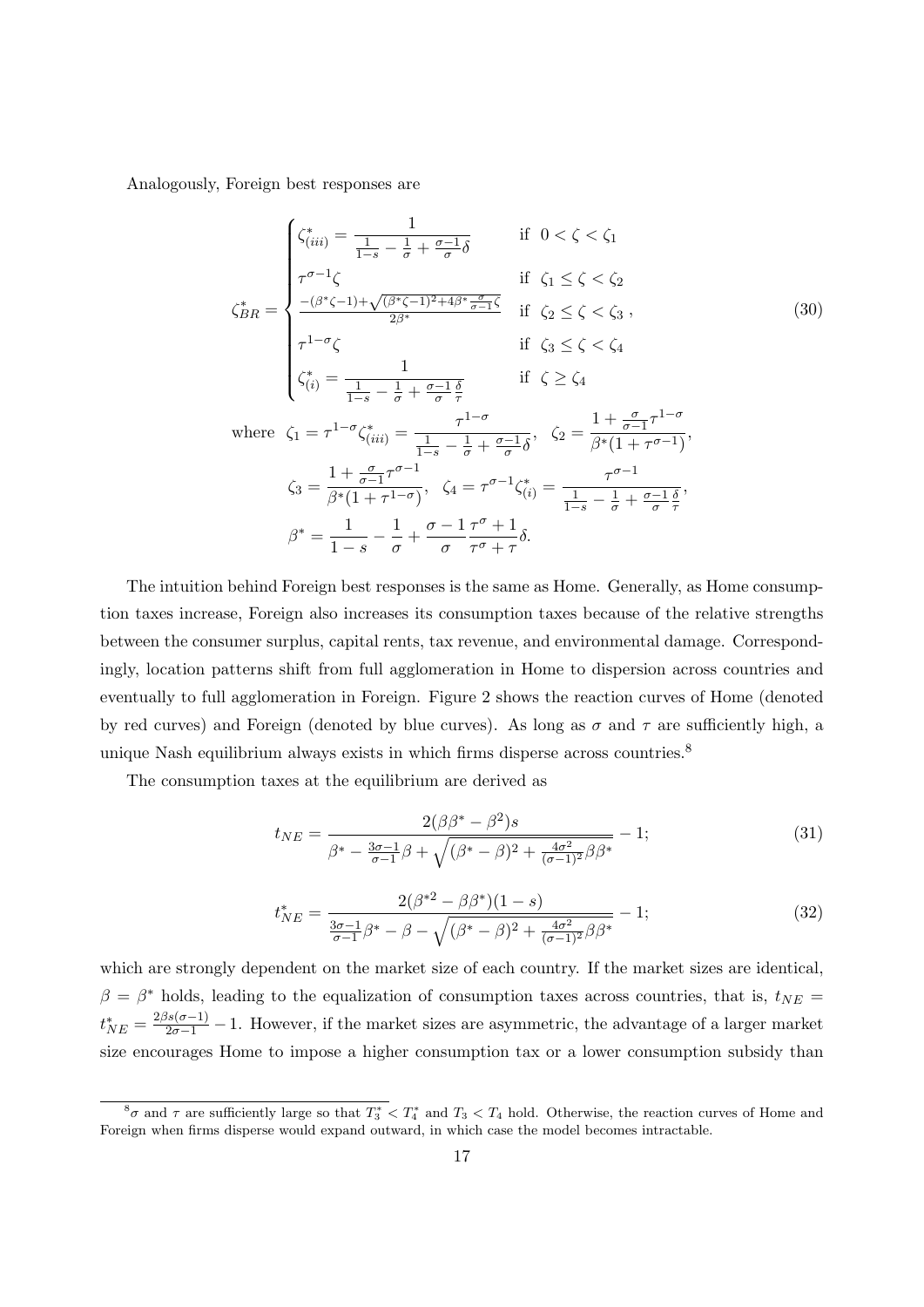Analogously, Foreign best responses are

$$
\zeta^*_{BR} = \begin{cases} \zeta^*_{(iii)} = \dfrac{1}{\frac{1}{1-s} - \frac{1}{\sigma} + \frac{\sigma-1}{\sigma}\delta} & \text{if } \ 0 < \zeta < \zeta_1 \\ \tau^{\sigma-1}\zeta & \text{if } \ \zeta_1 \leq \zeta < \zeta_2 \\ \frac{-(\beta^*\zeta - 1) + \sqrt{(\beta^*\zeta-1)^2 + 4\beta^*\frac{\sigma}{\sigma-1}\zeta}}{2\beta^*} & \text{if } \ \zeta_2 \leq \zeta < \zeta_3 \\ \tau^{1-\sigma}\zeta & \text{if } \ \zeta_3 \leq \zeta < \zeta_4 \\ \zeta^*_{(i)} = \dfrac{1}{\frac{1}{1-s} - \frac{1}{\sigma} + \frac{\sigma-1}{\sigma}\frac{\delta}{\tau}} & \text{if } \ \zeta \geq \zeta_4 \end{cases}, \tag{30}
$$

$$
\text{where} \quad \zeta_1 = \tau^{1-\sigma}\zeta^*_{(iii)} = \frac{\tau^{1-\sigma}}{\frac{1}{1-s} - \frac{1}{\sigma} + \frac{\sigma-1}{\sigma}\delta}, \quad \zeta_2 = \frac{1 + \frac{\sigma}{\sigma-1}\tau^{1-\sigma}}{\beta^*(1+\tau^{\sigma-1})},
$$

$$
\zeta_3 = \frac{1 + \frac{\sigma}{\sigma-1}\tau^{\sigma-1}}{\beta^*(1+\tau^{1-\sigma})}, \quad \zeta_4 = \tau^{\sigma-1}\zeta^*_{(i)} = \frac{\tau^{\sigma-1}}{\frac{1}{1-s} - \frac{1}{\sigma} + \frac{\sigma-1}{\sigma}\frac{\delta}{\tau}},
$$

$$
\beta^* = \frac{1}{1-s} - \frac{1}{\sigma} + \frac{\sigma-1}{\sigma}\frac{\tau^\sigma + 1}{\tau^\sigma + \tau}\delta.
$$

The intuition behind Foreign best responses is the same as Home. Generally, as Home consumption taxes increase, Foreign also increases its consumption taxes because of the relative strengths between the consumer surplus, capital rents, tax revenue, and environmental damage. Correspondingly, location patterns shift from full agglomeration in Home to dispersion across countries and eventually to full agglomeration in Foreign. Figure 2 shows the reaction curves of Home (denoted by red curves) and Foreign (denoted by blue curves). As long as $\sigma$ and $\tau$ are sufficiently high, a unique Nash equilibrium always exists in which firms disperse across countries.[8]

The consumption taxes at the equilibrium are derived as

$$
t_{NE} = \frac{2(\beta\beta^* - \beta^2)s}{\beta^* - \frac{3\sigma-1}{\sigma-1}\beta + \sqrt{(\beta^* - \beta)^2 + \frac{4\sigma^2}{(\sigma-1)^2}\beta\beta^*}} - 1; \tag{31}
$$

$$
t^*_{NE} = \frac{2(\beta^{*2} - \beta\beta^*)(1-s)}{\frac{3\sigma-1}{\sigma-1}\beta^* - \beta - \sqrt{(\beta^* - \beta)^2 + \frac{4\sigma^2}{(\sigma-1)^2}\beta\beta^*}} - 1; \tag{32}
$$

which are strongly dependent on the market size of each country. If the market sizes are identical, $\beta = \beta^*$ holds, leading to the equalization of consumption taxes across countries, that is, $t_{NE} = t^*_{NE} = \frac{2\beta s(\sigma-1)}{2\sigma-1} - 1$. However, if the market sizes are asymmetric, the advantage of a larger market size encourages Home to impose a higher consumption tax or a lower consumption subsidy than

[8] $\sigma$ and $\tau$ are sufficiently large so that $T^*_3 < T^*_4$ and $T_3 < T_4$ hold. Otherwise, the reaction curves of Home and Foreign when firms disperse would expand outward, in which case the model becomes intractable.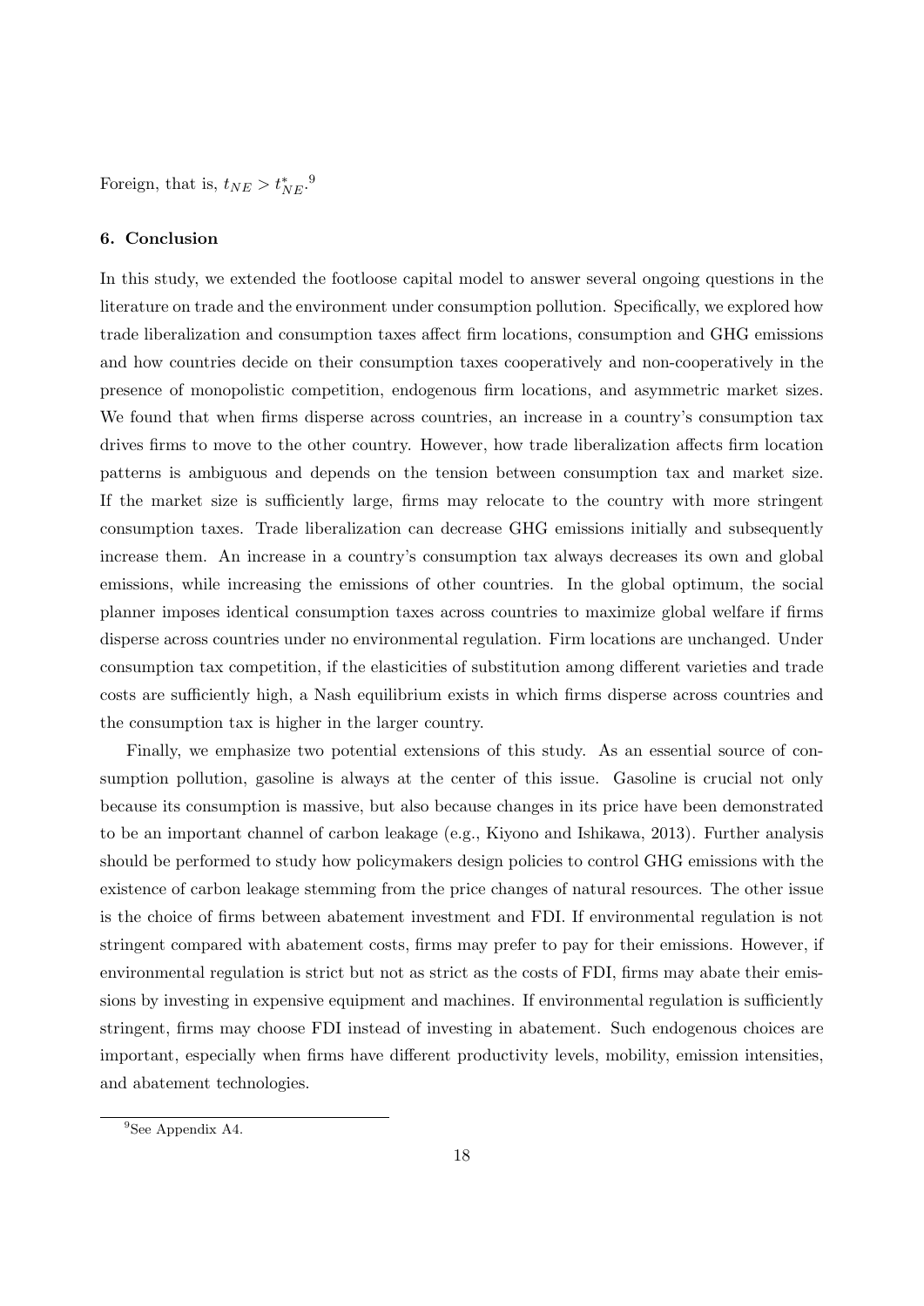Foreign, that is, $t_{NE} > t^*_{NE}$.[9]

### 6. Conclusion

In this study, we extended the footloose capital model to answer several ongoing questions in the literature on trade and the environment under consumption pollution. Specifically, we explored how trade liberalization and consumption taxes affect firm locations, consumption and GHG emissions and how countries decide on their consumption taxes cooperatively and non-cooperatively in the presence of monopolistic competition, endogenous firm locations, and asymmetric market sizes. We found that when firms disperse across countries, an increase in a country's consumption tax drives firms to move to the other country. However, how trade liberalization affects firm location patterns is ambiguous and depends on the tension between consumption tax and market size. If the market size is sufficiently large, firms may relocate to the country with more stringent consumption taxes. Trade liberalization can decrease GHG emissions initially and subsequently increase them. An increase in a country's consumption tax always decreases its own and global emissions, while increasing the emissions of other countries. In the global optimum, the social planner imposes identical consumption taxes across countries to maximize global welfare if firms disperse across countries under no environmental regulation. Firm locations are unchanged. Under consumption tax competition, if the elasticities of substitution among different varieties and trade costs are sufficiently high, a Nash equilibrium exists in which firms disperse across countries and the consumption tax is higher in the larger country.

Finally, we emphasize two potential extensions of this study. As an essential source of consumption pollution, gasoline is always at the center of this issue. Gasoline is crucial not only because its consumption is massive, but also because changes in its price have been demonstrated to be an important channel of carbon leakage (e.g., Kiyono and Ishikawa, 2013). Further analysis should be performed to study how policymakers design policies to control GHG emissions with the existence of carbon leakage stemming from the price changes of natural resources. The other issue is the choice of firms between abatement investment and FDI. If environmental regulation is not stringent compared with abatement costs, firms may prefer to pay for their emissions. However, if environmental regulation is strict but not as strict as the costs of FDI, firms may abate their emissions by investing in expensive equipment and machines. If environmental regulation is sufficiently stringent, firms may choose FDI instead of investing in abatement. Such endogenous choices are important, especially when firms have different productivity levels, mobility, emission intensities, and abatement technologies.

[9] See Appendix A4.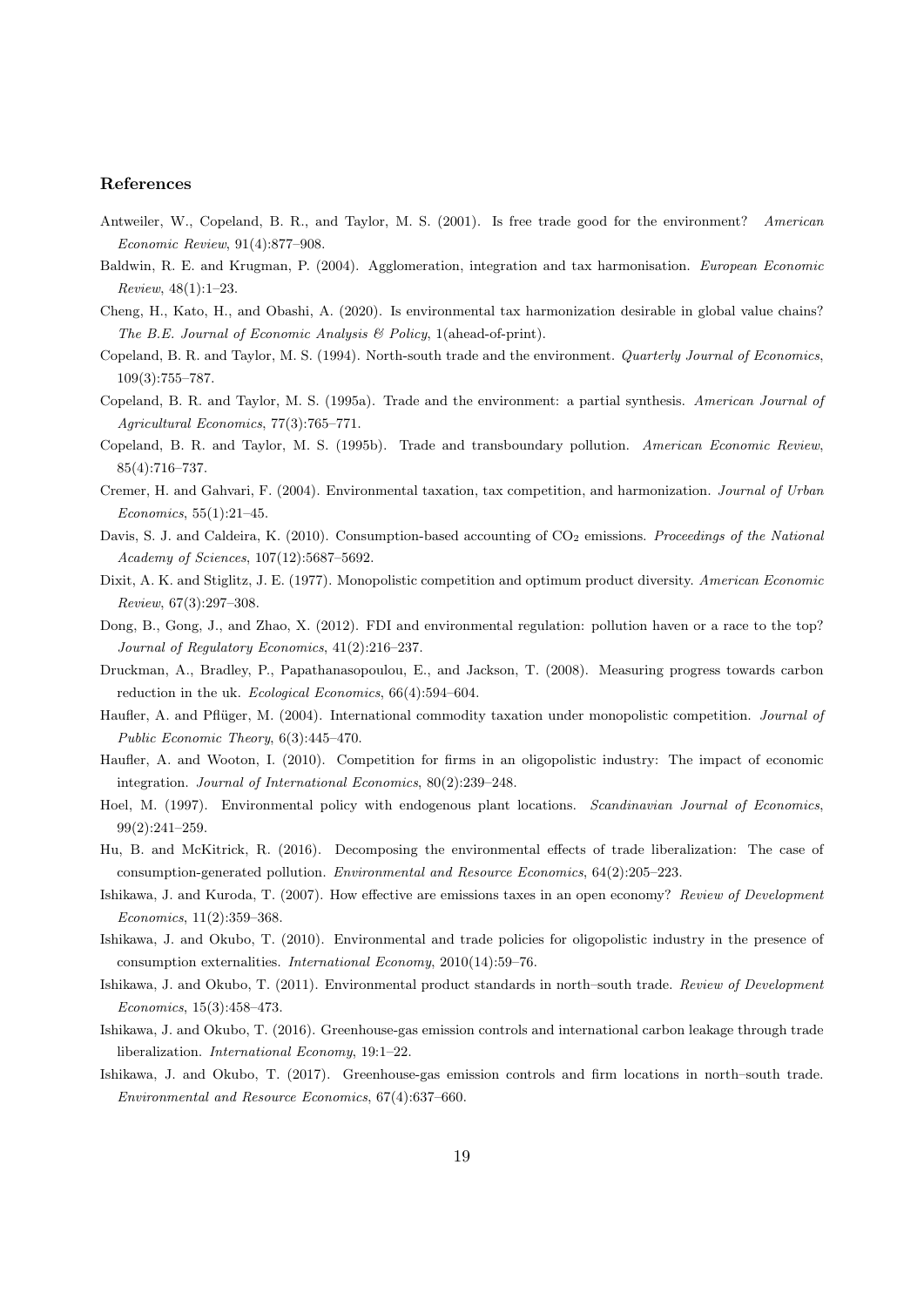### References

Antweiler, W., Copeland, B. R., and Taylor, M. S. (2001). Is free trade good for the environment? *American Economic Review*, 91(4):877–908.

Baldwin, R. E. and Krugman, P. (2004). Agglomeration, integration and tax harmonisation. *European Economic Review*, 48(1):1–23.

Cheng, H., Kato, H., and Obashi, A. (2020). Is environmental tax harmonization desirable in global value chains? *The B.E. Journal of Economic Analysis & Policy*, 1(ahead-of-print).

Copeland, B. R. and Taylor, M. S. (1994). North-south trade and the environment. *Quarterly Journal of Economics*, 109(3):755–787.

Copeland, B. R. and Taylor, M. S. (1995a). Trade and the environment: a partial synthesis. *American Journal of Agricultural Economics*, 77(3):765–771.

Copeland, B. R. and Taylor, M. S. (1995b). Trade and transboundary pollution. *American Economic Review*, 85(4):716–737.

Cremer, H. and Gahvari, F. (2004). Environmental taxation, tax competition, and harmonization. *Journal of Urban Economics*, 55(1):21–45.

Davis, S. J. and Caldeira, K. (2010). Consumption-based accounting of $CO_2$ emissions. *Proceedings of the National Academy of Sciences*, 107(12):5687–5692.

Dixit, A. K. and Stiglitz, J. E. (1977). Monopolistic competition and optimum product diversity. *American Economic Review*, 67(3):297–308.

Dong, B., Gong, J., and Zhao, X. (2012). FDI and environmental regulation: pollution haven or a race to the top? *Journal of Regulatory Economics*, 41(2):216–237.

Druckman, A., Bradley, P., Papathanasopoulou, E., and Jackson, T. (2008). Measuring progress towards carbon reduction in the uk. *Ecological Economics*, 66(4):594–604.

Haufler, A. and Pflüger, M. (2004). International commodity taxation under monopolistic competition. *Journal of Public Economic Theory*, 6(3):445–470.

Haufler, A. and Wooton, I. (2010). Competition for firms in an oligopolistic industry: The impact of economic integration. *Journal of International Economics*, 80(2):239–248.

Hoel, M. (1997). Environmental policy with endogenous plant locations. *Scandinavian Journal of Economics*, 99(2):241–259.

Hu, B. and McKitrick, R. (2016). Decomposing the environmental effects of trade liberalization: The case of consumption-generated pollution. *Environmental and Resource Economics*, 64(2):205–223.

Ishikawa, J. and Kuroda, T. (2007). How effective are emissions taxes in an open economy? *Review of Development Economics*, 11(2):359–368.

Ishikawa, J. and Okubo, T. (2010). Environmental and trade policies for oligopolistic industry in the presence of consumption externalities. *International Economy*, 2010(14):59–76.

Ishikawa, J. and Okubo, T. (2011). Environmental product standards in north–south trade. *Review of Development Economics*, 15(3):458–473.

Ishikawa, J. and Okubo, T. (2016). Greenhouse-gas emission controls and international carbon leakage through trade liberalization. *International Economy*, 19:1–22.

Ishikawa, J. and Okubo, T. (2017). Greenhouse-gas emission controls and firm locations in north–south trade. *Environmental and Resource Economics*, 67(4):637–660.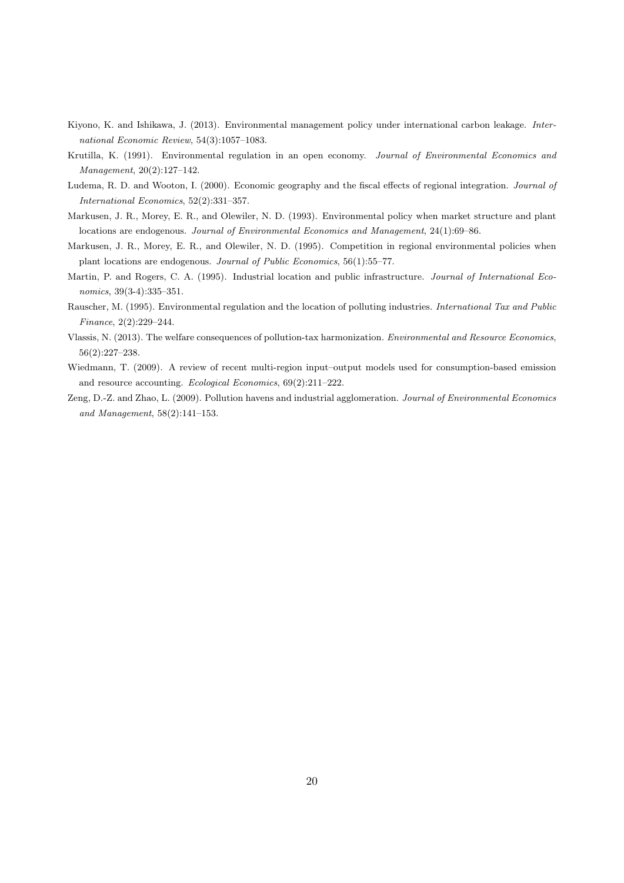Kiyono, K. and Ishikawa, J. (2013). Environmental management policy under international carbon leakage. *International Economic Review*, 54(3):1057–1083.

Krutilla, K. (1991). Environmental regulation in an open economy. *Journal of Environmental Economics and Management*, 20(2):127–142.

Ludema, R. D. and Wooton, I. (2000). Economic geography and the fiscal effects of regional integration. *Journal of International Economics*, 52(2):331–357.

Markusen, J. R., Morey, E. R., and Olewiler, N. D. (1993). Environmental policy when market structure and plant locations are endogenous. *Journal of Environmental Economics and Management*, 24(1):69–86.

Markusen, J. R., Morey, E. R., and Olewiler, N. D. (1995). Competition in regional environmental policies when plant locations are endogenous. *Journal of Public Economics*, 56(1):55–77.

Martin, P. and Rogers, C. A. (1995). Industrial location and public infrastructure. *Journal of International Economics*, 39(3-4):335–351.

Rauscher, M. (1995). Environmental regulation and the location of polluting industries. *International Tax and Public Finance*, 2(2):229–244.

Vlassis, N. (2013). The welfare consequences of pollution-tax harmonization. *Environmental and Resource Economics*, 56(2):227–238.

Wiedmann, T. (2009). A review of recent multi-region input–output models used for consumption-based emission and resource accounting. *Ecological Economics*, 69(2):211–222.

Zeng, D.-Z. and Zhao, L. (2009). Pollution havens and industrial agglomeration. *Journal of Environmental Economics and Management*, 58(2):141–153.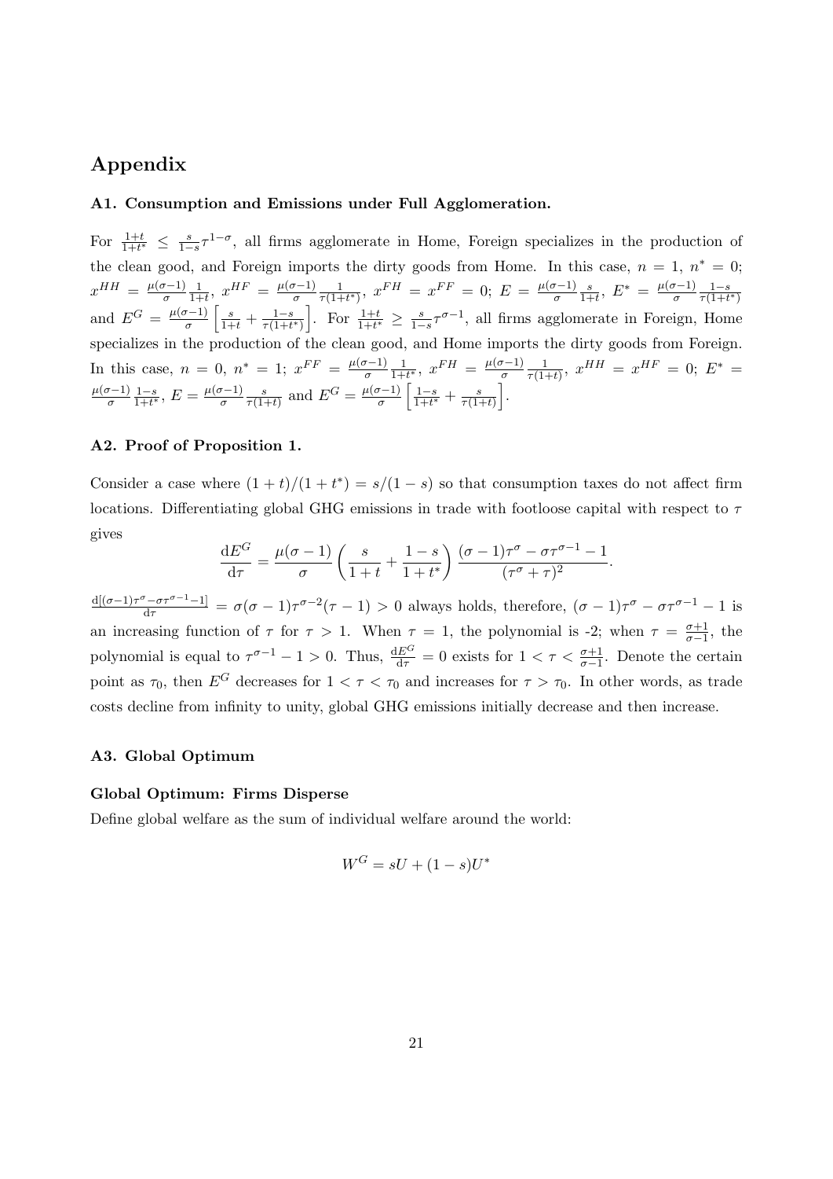# Appendix

### A1. Consumption and Emissions under Full Agglomeration.

For $\frac{1+t}{1+t^*} \leq \frac{s}{1-s}\tau^{1-\sigma}$, all firms agglomerate in Home, Foreign specializes in the production of the clean good, and Foreign imports the dirty goods from Home. In this case, $n = 1$, $n^* = 0$; $x^{HH} = \frac{\mu(\sigma-1)}{\sigma}\frac{1}{1+t}$, $x^{HF} = \frac{\mu(\sigma-1)}{\sigma}\frac{1}{\tau(1+t^*)}$, $x^{FH} = x^{FF} = 0$; $E = \frac{\mu(\sigma-1)}{\sigma}\frac{s}{1+t}$, $E^* = \frac{\mu(\sigma-1)}{\sigma}\frac{1-s}{\tau(1+t^*)}$ and $E^G = \frac{\mu(\sigma-1)}{\sigma}\left[\frac{s}{1+t} + \frac{1-s}{\tau(1+t^*)}\right]$. For $\frac{1+t}{1+t^*} \geq \frac{s}{1-s}\tau^{\sigma-1}$, all firms agglomerate in Foreign, Home specializes in the production of the clean good, and Home imports the dirty goods from Foreign. In this case, $n = 0$, $n^* = 1$; $x^{FF} = \frac{\mu(\sigma-1)}{\sigma}\frac{1}{1+t^*}$, $x^{FH} = \frac{\mu(\sigma-1)}{\sigma}\frac{1}{\tau(1+t)}$, $x^{HH} = x^{HF} = 0$; $E^* = \frac{\mu(\sigma-1)}{\sigma}\frac{1-s}{1+t^*}$, $E = \frac{\mu(\sigma-1)}{\sigma}\frac{s}{\tau(1+t)}$ and $E^G = \frac{\mu(\sigma-1)}{\sigma}\left[\frac{1-s}{1+t^*} + \frac{s}{\tau(1+t)}\right]$.

### A2. Proof of Proposition 1.

Consider a case where $(1+t)/(1+t^*) = s/(1-s)$ so that consumption taxes do not affect firm locations. Differentiating global GHG emissions in trade with footloose capital with respect to $\tau$ gives

$$\frac{\mathrm{d}E^G}{\mathrm{d}\tau} = \frac{\mu(\sigma-1)}{\sigma}\left(\frac{s}{1+t} + \frac{1-s}{1+t^*}\right)\frac{(\sigma-1)\tau^\sigma - \sigma\tau^{\sigma-1} - 1}{(\tau^\sigma + \tau)^2}.$$

$\frac{\mathrm{d}[(\sigma-1)\tau^\sigma - \sigma\tau^{\sigma-1} - 1]}{\mathrm{d}\tau} = \sigma(\sigma-1)\tau^{\sigma-2}(\tau-1) > 0$ always holds, therefore, $(\sigma-1)\tau^\sigma - \sigma\tau^{\sigma-1} - 1$ is an increasing function of $\tau$ for $\tau > 1$. When $\tau = 1$, the polynomial is -2; when $\tau = \frac{\sigma+1}{\sigma-1}$, the polynomial is equal to $\tau^{\sigma-1} - 1 > 0$. Thus, $\frac{\mathrm{d}E^G}{\mathrm{d}\tau} = 0$ exists for $1 < \tau < \frac{\sigma+1}{\sigma-1}$. Denote the certain point as $\tau_0$, then $E^G$ decreases for $1 < \tau < \tau_0$ and increases for $\tau > \tau_0$. In other words, as trade costs decline from infinity to unity, global GHG emissions initially decrease and then increase.

### A3. Global Optimum

#### Global Optimum: Firms Disperse

Define global welfare as the sum of individual welfare around the world:

$$W^G = sU + (1-s)U^*$$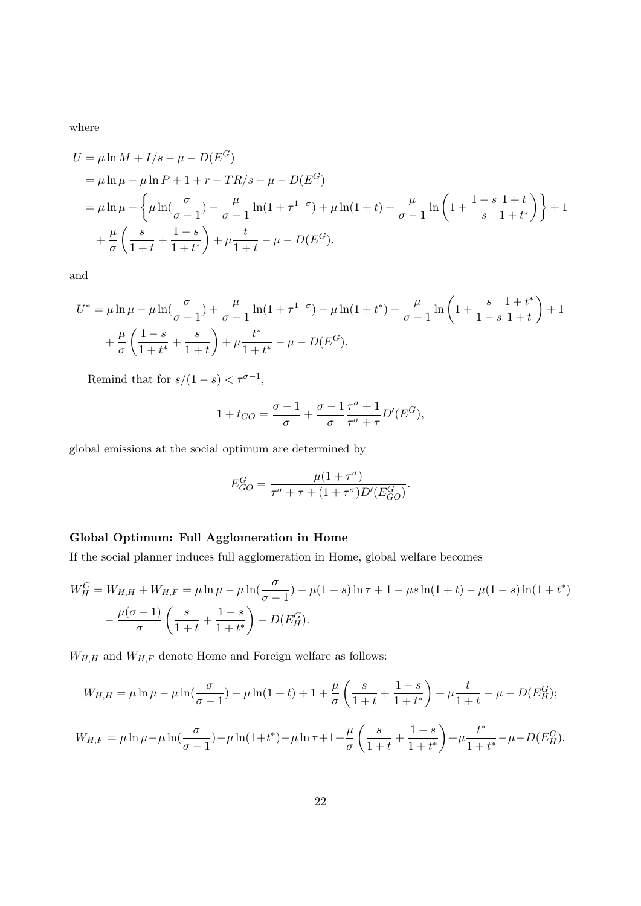where

$$
\begin{aligned}
U &= \mu \ln M + I/s - \mu - D(E^G) \\
&= \mu \ln \mu - \mu \ln P + 1 + r + TR/s - \mu - D(E^G) \\
&= \mu \ln \mu - \left\{ \mu \ln(\frac{\sigma}{\sigma-1}) - \frac{\mu}{\sigma-1} \ln(1+\tau^{1-\sigma}) + \mu \ln(1+t) + \frac{\mu}{\sigma-1} \ln\left(1 + \frac{1-s}{s}\frac{1+t}{1+t^*}\right) \right\} + 1 \\
&\quad + \frac{\mu}{\sigma}\left(\frac{s}{1+t} + \frac{1-s}{1+t^*}\right) + \mu\frac{t}{1+t} - \mu - D(E^G).
\end{aligned}
$$

and

$$
\begin{aligned}
U^* &= \mu \ln \mu - \mu \ln(\frac{\sigma}{\sigma-1}) + \frac{\mu}{\sigma-1}\ln(1+\tau^{1-\sigma}) - \mu \ln(1+t^*) - \frac{\mu}{\sigma-1}\ln\left(1+\frac{s}{1-s}\frac{1+t^*}{1+t}\right) + 1 \\
&\quad + \frac{\mu}{\sigma}\left(\frac{1-s}{1+t^*} + \frac{s}{1+t}\right) + \mu\frac{t^*}{1+t^*} - \mu - D(E^G).
\end{aligned}
$$

Remind that for $s/(1-s) < \tau^{\sigma-1}$,

$$
1 + t_{GO} = \frac{\sigma-1}{\sigma} + \frac{\sigma-1}{\sigma}\frac{\tau^\sigma+1}{\tau^\sigma+\tau}D'(E^G),
$$

global emissions at the social optimum are determined by

$$
E^G_{GO} = \frac{\mu(1+\tau^\sigma)}{\tau^\sigma + \tau + (1+\tau^\sigma)D'(E^G_{GO})}.
$$

**Global Optimum: Full Agglomeration in Home**

If the social planner induces full agglomeration in Home, global welfare becomes

$$
\begin{aligned}
W^G_H = W_{H,H} + W_{H,F} &= \mu \ln \mu - \mu \ln(\frac{\sigma}{\sigma-1}) - \mu(1-s)\ln\tau + 1 - \mu s \ln(1+t) - \mu(1-s)\ln(1+t^*) \\
&\quad - \frac{\mu(\sigma-1)}{\sigma}\left(\frac{s}{1+t} + \frac{1-s}{1+t^*}\right) - D(E^G_H).
\end{aligned}
$$

$W_{H,H}$ and $W_{H,F}$ denote Home and Foreign welfare as follows:

$$
W_{H,H} = \mu \ln \mu - \mu \ln(\frac{\sigma}{\sigma-1}) - \mu \ln(1+t) + 1 + \frac{\mu}{\sigma}\left(\frac{s}{1+t} + \frac{1-s}{1+t^*}\right) + \mu\frac{t}{1+t} - \mu - D(E^G_H);
$$

$$
W_{H,F} = \mu \ln \mu - \mu \ln(\frac{\sigma}{\sigma-1}) - \mu \ln(1+t^*) - \mu \ln \tau + 1 + \frac{\mu}{\sigma}\left(\frac{s}{1+t} + \frac{1-s}{1+t^*}\right) + \mu\frac{t^*}{1+t^*} - \mu - D(E^G_H).
$$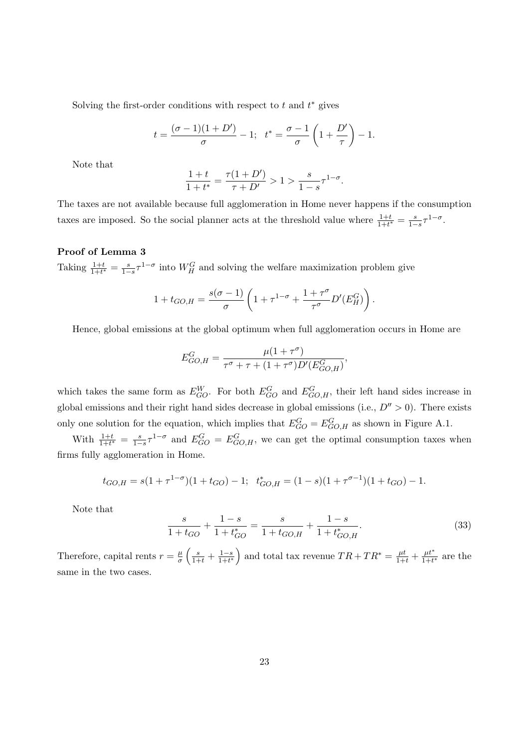Solving the first-order conditions with respect to $t$ and $t^*$ gives

$$t = \frac{(\sigma-1)(1+D')}{\sigma} - 1; \quad t^* = \frac{\sigma-1}{\sigma}\left(1 + \frac{D'}{\tau}\right) - 1.$$

Note that

$$\frac{1+t}{1+t^*} = \frac{\tau(1+D')}{\tau + D'} > 1 > \frac{s}{1-s}\tau^{1-\sigma}.$$

The taxes are not available because full agglomeration in Home never happens if the consumption taxes are imposed. So the social planner acts at the threshold value where $\frac{1+t}{1+t^*} = \frac{s}{1-s}\tau^{1-\sigma}$.

### Proof of Lemma 3

Taking $\frac{1+t}{1+t^*} = \frac{s}{1-s}\tau^{1-\sigma}$ into $W_H^G$ and solving the welfare maximization problem give

$$1 + t_{GO,H} = \frac{s(\sigma-1)}{\sigma}\left(1 + \tau^{1-\sigma} + \frac{1+\tau^{\sigma}}{\tau^{\sigma}}D'(E_H^G)\right).$$

Hence, global emissions at the global optimum when full agglomeration occurs in Home are

$$E_{GO,H}^G = \frac{\mu(1+\tau^{\sigma})}{\tau^{\sigma} + \tau + (1+\tau^{\sigma})D'(E_{GO,H}^G)},$$

which takes the same form as $E_{GO}^W$. For both $E_{GO}^G$ and $E_{GO,H}^G$, their left hand sides increase in global emissions and their right hand sides decrease in global emissions (i.e., $D'' > 0$). There exists only one solution for the equation, which implies that $E_{GO}^G = E_{GO,H}^G$ as shown in Figure A.1.

With $\frac{1+t}{1+t^*} = \frac{s}{1-s}\tau^{1-\sigma}$ and $E_{GO}^G = E_{GO,H}^G$, we can get the optimal consumption taxes when firms fully agglomeration in Home.

$$t_{GO,H} = s(1+\tau^{1-\sigma})(1+t_{GO}) - 1; \quad t_{GO,H}^* = (1-s)(1+\tau^{\sigma-1})(1+t_{GO}) - 1.$$

Note that

$$\frac{s}{1+t_{GO}} + \frac{1-s}{1+t_{GO}^*} = \frac{s}{1+t_{GO,H}} + \frac{1-s}{1+t_{GO,H}^*}. \tag{33}$$

Therefore, capital rents $r = \frac{\mu}{\sigma}\left(\frac{s}{1+t} + \frac{1-s}{1+t^*}\right)$ and total tax revenue $TR + TR^* = \frac{\mu t}{1+t} + \frac{\mu t^*}{1+t^*}$ are the same in the two cases.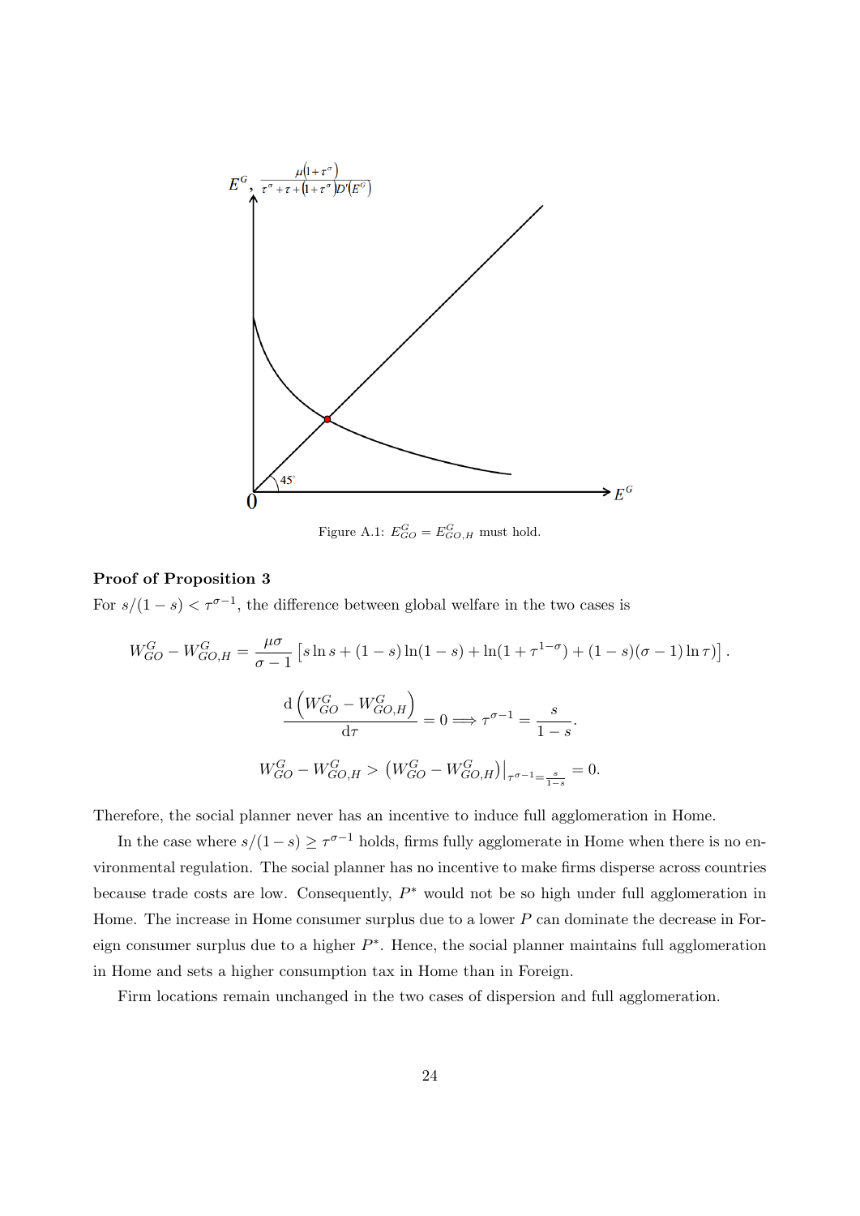Figure A.1: $E^G_{GO} = E^G_{GO,H}$ must hold.

**Proof of Proposition 3**

For $s/(1-s) < \tau^{\sigma-1}$, the difference between global welfare in the two cases is

$$W^G_{GO} - W^G_{GO,H} = \frac{\mu\sigma}{\sigma - 1}\left[s \ln s + (1-s)\ln(1-s) + \ln(1+\tau^{1-\sigma}) + (1-s)(\sigma-1)\ln\tau\right].$$

$$\frac{\mathrm{d}\left(W^G_{GO} - W^G_{GO,H}\right)}{\mathrm{d}\tau} = 0 \Longrightarrow \tau^{\sigma-1} = \frac{s}{1-s}.$$

$$W^G_{GO} - W^G_{GO,H} > \left(W^G_{GO} - W^G_{GO,H}\right)\big|_{\tau^{\sigma-1}=\frac{s}{1-s}} = 0.$$

Therefore, the social planner never has an incentive to induce full agglomeration in Home.

In the case where $s/(1-s) \geq \tau^{\sigma-1}$ holds, firms fully agglomerate in Home when there is no environmental regulation. The social planner has no incentive to make firms disperse across countries because trade costs are low. Consequently, $P^*$ would not be so high under full agglomeration in Home. The increase in Home consumer surplus due to a lower $P$ can dominate the decrease in Foreign consumer surplus due to a higher $P^*$. Hence, the social planner maintains full agglomeration in Home and sets a higher consumption tax in Home than in Foreign.

Firm locations remain unchanged in the two cases of dispersion and full agglomeration.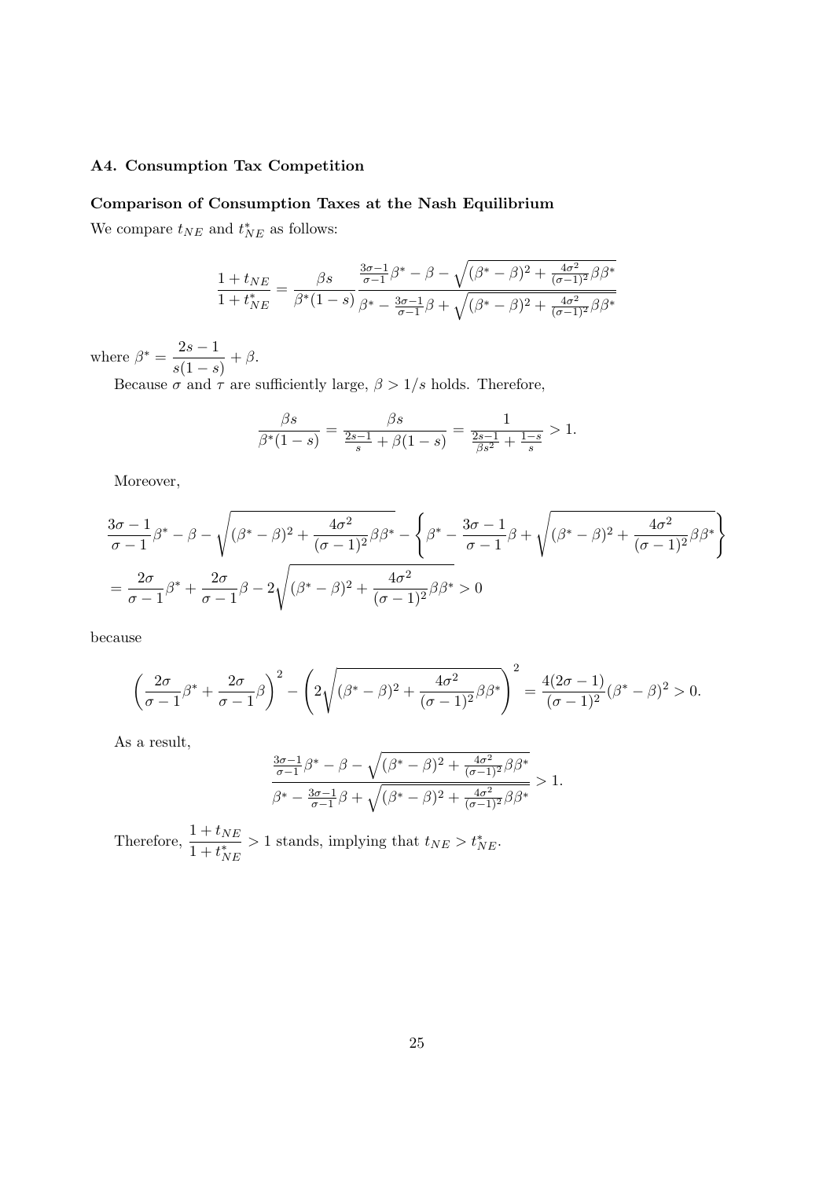### A4. Consumption Tax Competition

#### Comparison of Consumption Taxes at the Nash Equilibrium

We compare $t_{NE}$ and $t^*_{NE}$ as follows:

$$\frac{1+t_{NE}}{1+t^*_{NE}} = \frac{\beta s}{\beta^*(1-s)} \frac{\frac{3\sigma-1}{\sigma-1}\beta^* - \beta - \sqrt{(\beta^*-\beta)^2 + \frac{4\sigma^2}{(\sigma-1)^2}\beta\beta^*}}{\beta^* - \frac{3\sigma-1}{\sigma-1}\beta + \sqrt{(\beta^*-\beta)^2 + \frac{4\sigma^2}{(\sigma-1)^2}\beta\beta^*}}$$

where $\beta^* = \dfrac{2s-1}{s(1-s)} + \beta$.

Because $\sigma$ and $\tau$ are sufficiently large, $\beta > 1/s$ holds. Therefore,

$$\frac{\beta s}{\beta^*(1-s)} = \frac{\beta s}{\frac{2s-1}{s} + \beta(1-s)} = \frac{1}{\frac{2s-1}{\beta s^2} + \frac{1-s}{s}} > 1.$$

Moreover,

$$\begin{aligned}
&\frac{3\sigma-1}{\sigma-1}\beta^* - \beta - \sqrt{(\beta^*-\beta)^2 + \frac{4\sigma^2}{(\sigma-1)^2}\beta\beta^*} - \left\{\beta^* - \frac{3\sigma-1}{\sigma-1}\beta + \sqrt{(\beta^*-\beta)^2 + \frac{4\sigma^2}{(\sigma-1)^2}\beta\beta^*}\right\} \\
&= \frac{2\sigma}{\sigma-1}\beta^* + \frac{2\sigma}{\sigma-1}\beta - 2\sqrt{(\beta^*-\beta)^2 + \frac{4\sigma^2}{(\sigma-1)^2}\beta\beta^*} > 0
\end{aligned}$$

because

$$\left(\frac{2\sigma}{\sigma-1}\beta^* + \frac{2\sigma}{\sigma-1}\beta\right)^2 - \left(2\sqrt{(\beta^*-\beta)^2 + \frac{4\sigma^2}{(\sigma-1)^2}\beta\beta^*}\right)^2 = \frac{4(2\sigma-1)}{(\sigma-1)^2}(\beta^*-\beta)^2 > 0.$$

As a result,

$$\frac{\frac{3\sigma-1}{\sigma-1}\beta^* - \beta - \sqrt{(\beta^*-\beta)^2 + \frac{4\sigma^2}{(\sigma-1)^2}\beta\beta^*}}{\beta^* - \frac{3\sigma-1}{\sigma-1}\beta + \sqrt{(\beta^*-\beta)^2 + \frac{4\sigma^2}{(\sigma-1)^2}\beta\beta^*}} > 1.$$

Therefore, $\dfrac{1+t_{NE}}{1+t^*_{NE}} > 1$ stands, implying that $t_{NE} > t^*_{NE}$.